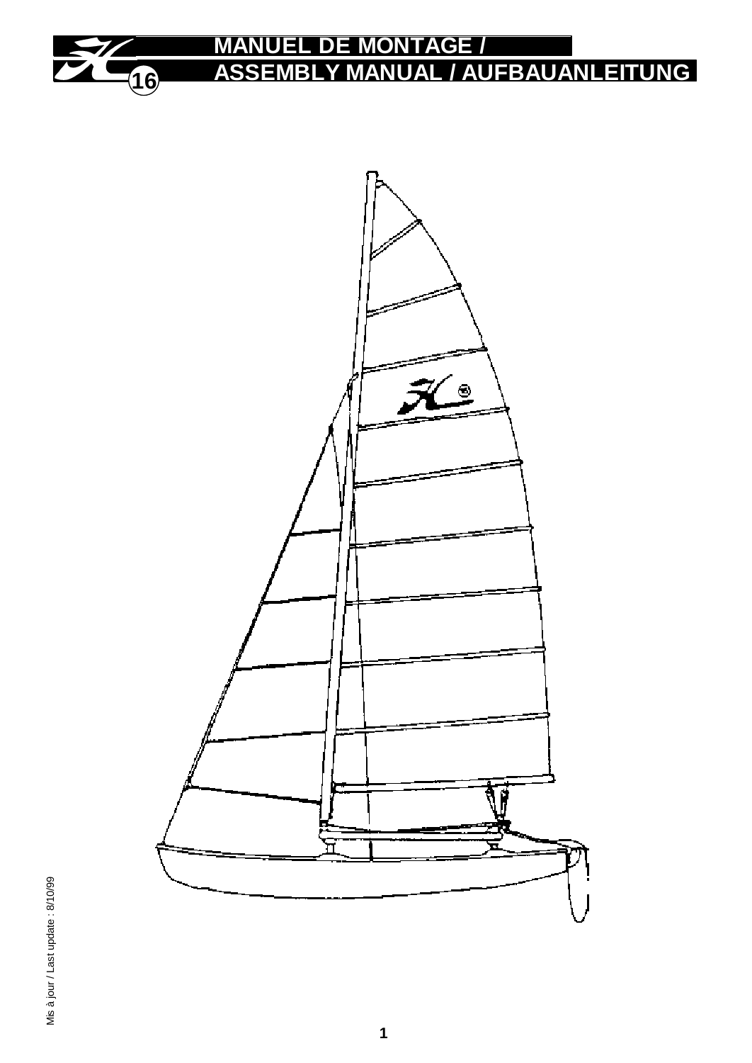# MANUEL DE MONTAGE / ASSEMBLY MANUAL / AUFBAUANLEITUNG

Mis à jour / Last update : 8/10/99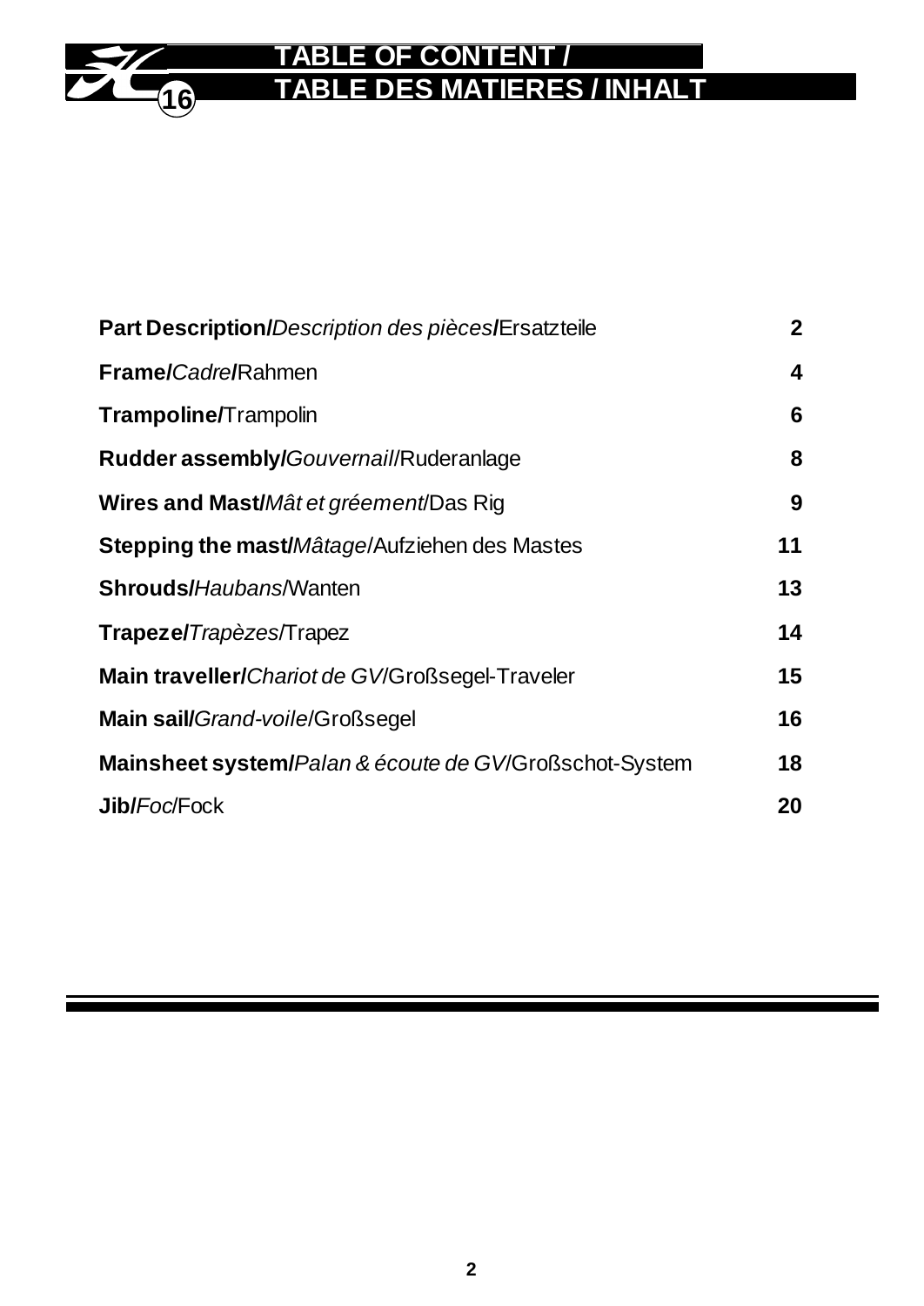# TABLE OF CONTENT / TABLE DES MATIERES / INHALT

| | |
|---|---|
| **Part Description/***Description des pièces***/**Ersatzteile | **2** |
| **Frame/***Cadre***/**Rahmen | **4** |
| **Trampoline/**Trampolin | **6** |
| **Rudder assembly/***Gouvernail*/Ruderanlage | **8** |
| **Wires and Mast/***Mât et gréement*/Das Rig | **9** |
| **Stepping the mast/***Mâtage*/Aufziehen des Mastes | **11** |
| **Shrouds/***Haubans*/Wanten | **13** |
| **Trapeze/***Trapèzes*/Trapez | **14** |
| **Main traveller/***Chariot de GV*/Großsegel-Traveler | **15** |
| **Main sail/***Grand-voile*/Großsegel | **16** |
| **Mainsheet system/***Palan & écoute de GV*/Großschot-System | **18** |
| **Jib/***Foc*/Fock | **20** |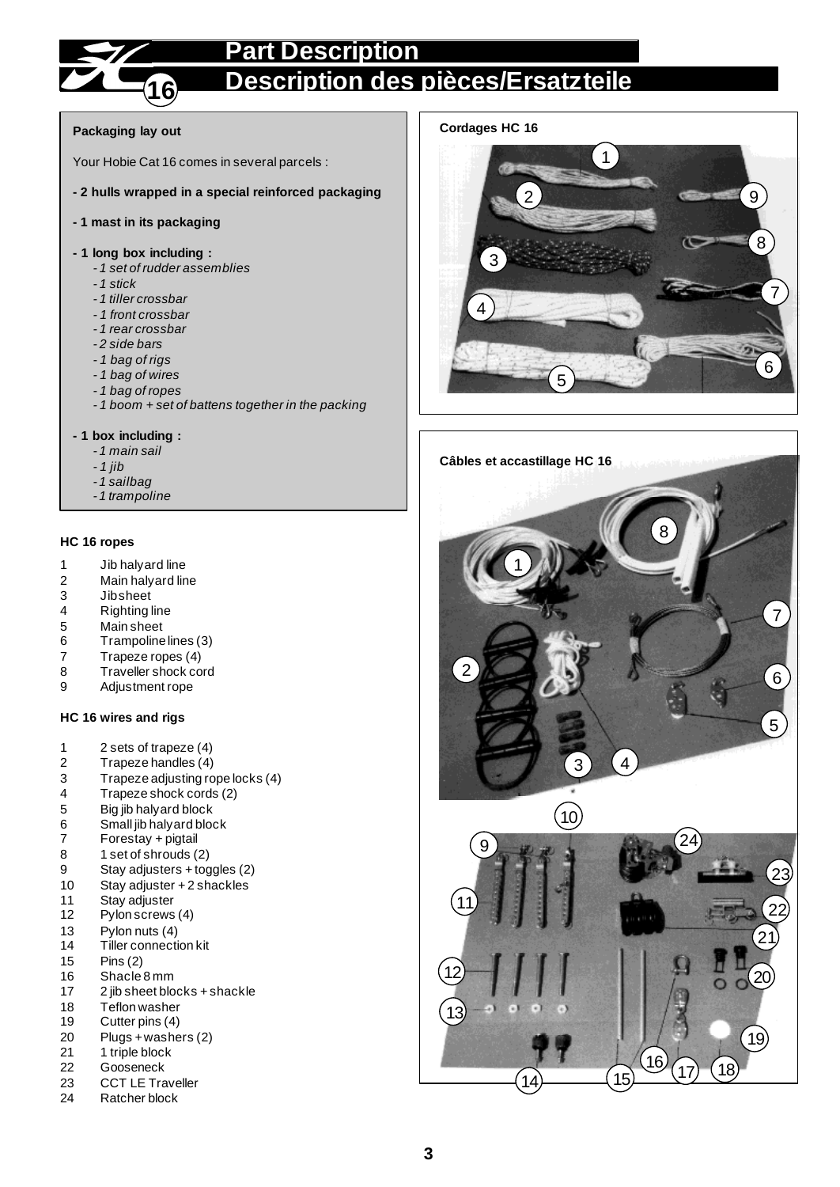# Part Description
# Description des pièces/Ersatzteile

**Packaging lay out**

Your Hobie Cat 16 comes in several parcels :

**- 2 hulls wrapped in a special reinforced packaging**

**- 1 mast in its packaging**

**- 1 long box including :**

- *1 set of rudder assemblies*
- *1 stick*
- *1 tiller crossbar*
- *1 front crossbar*
- *1 rear crossbar*
- *2 side bars*
- *1 bag of rigs*
- *1 bag of wires*
- *1 bag of ropes*
- *1 boom + set of battens together in the packing*

**- 1 box including :**

- *1 main sail*
- *1 jib*
- *1 sailbag*
- *1 trampoline*

**Cordages HC 16**

**Câbles et accastillage HC 16**

**HC 16 ropes**

1 Jib halyard line
2 Main halyard line
3 Jibsheet
4 Righting line
5 Main sheet
6 Trampoline lines (3)
7 Trapeze ropes (4)
8 Traveller shock cord
9 Adjustment rope

**HC 16 wires and rigs**

1 2 sets of trapeze (4)
2 Trapeze handles (4)
3 Trapeze adjusting rope locks (4)
4 Trapeze shock cords (2)
5 Big jib halyard block
6 Small jib halyard block
7 Forestay + pigtail
8 1 set of shrouds (2)
9 Stay adjusters + toggles (2)
10 Stay adjuster + 2 shackles
11 Stay adjuster
12 Pylon screws (4)
13 Pylon nuts (4)
14 Tiller connection kit
15 Pins (2)
16 Shacle 8 mm
17 2 jib sheet blocks + shackle
18 Teflon washer
19 Cutter pins (4)
20 Plugs + washers (2)
21 1 triple block
22 Gooseneck
23 CCT LE Traveller
24 Ratcher block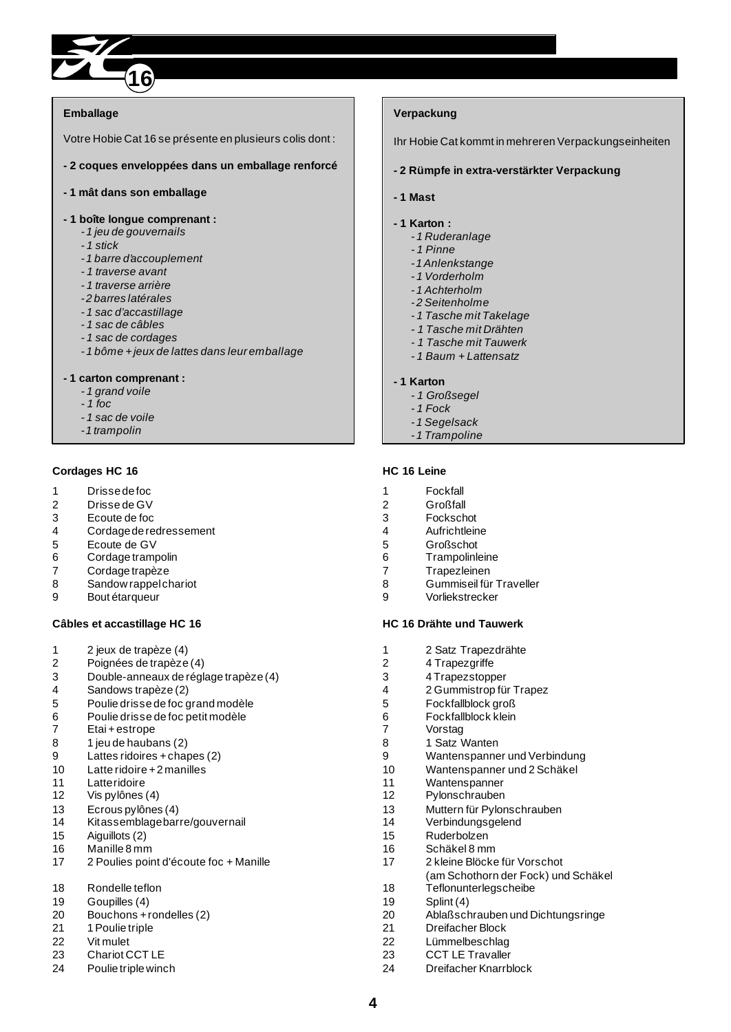## Emballage

Votre Hobie Cat 16 se présente en plusieurs colis dont :

**- 2 coques enveloppées dans un emballage renforcé**

**- 1 mât dans son emballage**

**- 1 boîte longue comprenant :**

- *1 jeu de gouvernails*
- *1 stick*
- *1 barre d'accouplement*
- *1 traverse avant*
- *1 traverse arrière*
- *2 barres latérales*
- *1 sac d'accastillage*
- *1 sac de câbles*
- *1 sac de cordages*
- *1 bôme + jeux de lattes dans leur emballage*

**- 1 carton comprenant :**

- *1 grand voile*
- *1 foc*
- *1 sac de voile*
- *1 trampolin*

## Verpackung

Ihr Hobie Cat kommt in mehreren Verpackungseinheiten

**- 2 Rümpfe in extra-verstärkter Verpackung**

**- 1 Mast**

**- 1 Karton :**

- *1 Ruderanlage*
- *1 Pinne*
- *1 Anlenkstange*
- *1 Vorderholm*
- *1 Achterholm*
- *2 Seitenholme*
- *1 Tasche mit Takelage*
- *1 Tasche mit Drähten*
- *1 Tasche mit Tauwerk*
- *1 Baum + Lattensatz*

**- 1 Karton**

- *1 Großsegel*
- *1 Fock*
- *1 Segelsack*
- *1 Trampoline*

### Cordages HC 16

1. Drisse de foc
2. Drisse de GV
3. Ecoute de foc
4. Cordage de redressement
5. Ecoute de GV
6. Cordage trampolin
7. Cordage trapèze
8. Sandow rappel chariot
9. Bout étarqueur

### Câbles et accastillage HC 16

1. 2 jeux de trapèze (4)
2. Poignées de trapèze (4)
3. Double-anneaux de réglage trapèze (4)
4. Sandows trapèze (2)
5. Poulie drisse de foc grand modèle
6. Poulie drisse de foc petit modèle
7. Etai + estrope
8. 1 jeu de haubans (2)
9. Lattes ridoires + chapes (2)
10. Latte ridoire + 2 manilles
11. Latte ridoire
12. Vis pylônes (4)
13. Ecrous pylônes (4)
14. Kit assemblage barre/gouvernail
15. Aiguillots (2)
16. Manille 8 mm
17. 2 Poulies point d'écoute foc + Manille
18. Rondelle teflon
19. Goupilles (4)
20. Bouchons + rondelles (2)
21. 1 Poulie triple
22. Vit mulet
23. Chariot CCT LE
24. Poulie triple winch

### HC 16 Leine

1. Fockfall
2. Großfall
3. Fockschot
4. Aufrichtleine
5. Großschot
6. Trampolinleine
7. Trapezleinen
8. Gummiseil für Traveller
9. Vorliekstrecker

### HC 16 Drähte und Tauwerk

1. 2 Satz Trapezdrähte
2. 4 Trapezgriffe
3. 4 Trapezstopper
4. 2 Gummistrop für Trapez
5. Fockfallblock groß
6. Fockfallblock klein
7. Vorstag
8. 1 Satz Wanten
9. Wantenspanner und Verbindung
10. Wantenspanner und 2 Schäkel
11. Wantenspanner
12. Pylonschrauben
13. Muttern für Pylonschrauben
14. Verbindungsgelend
15. Ruderbolzen
16. Schäkel 8 mm
17. 2 kleine Blöcke für Vorschot (am Schothorn der Fock) und Schäkel
18. Teflonunterlegscheibe
19. Splint (4)
20. Ablaßschrauben und Dichtungsringe
21. Dreifacher Block
22. Lümmelbeschlag
23. CCT LE Travaller
24. Dreifacher Knarrblock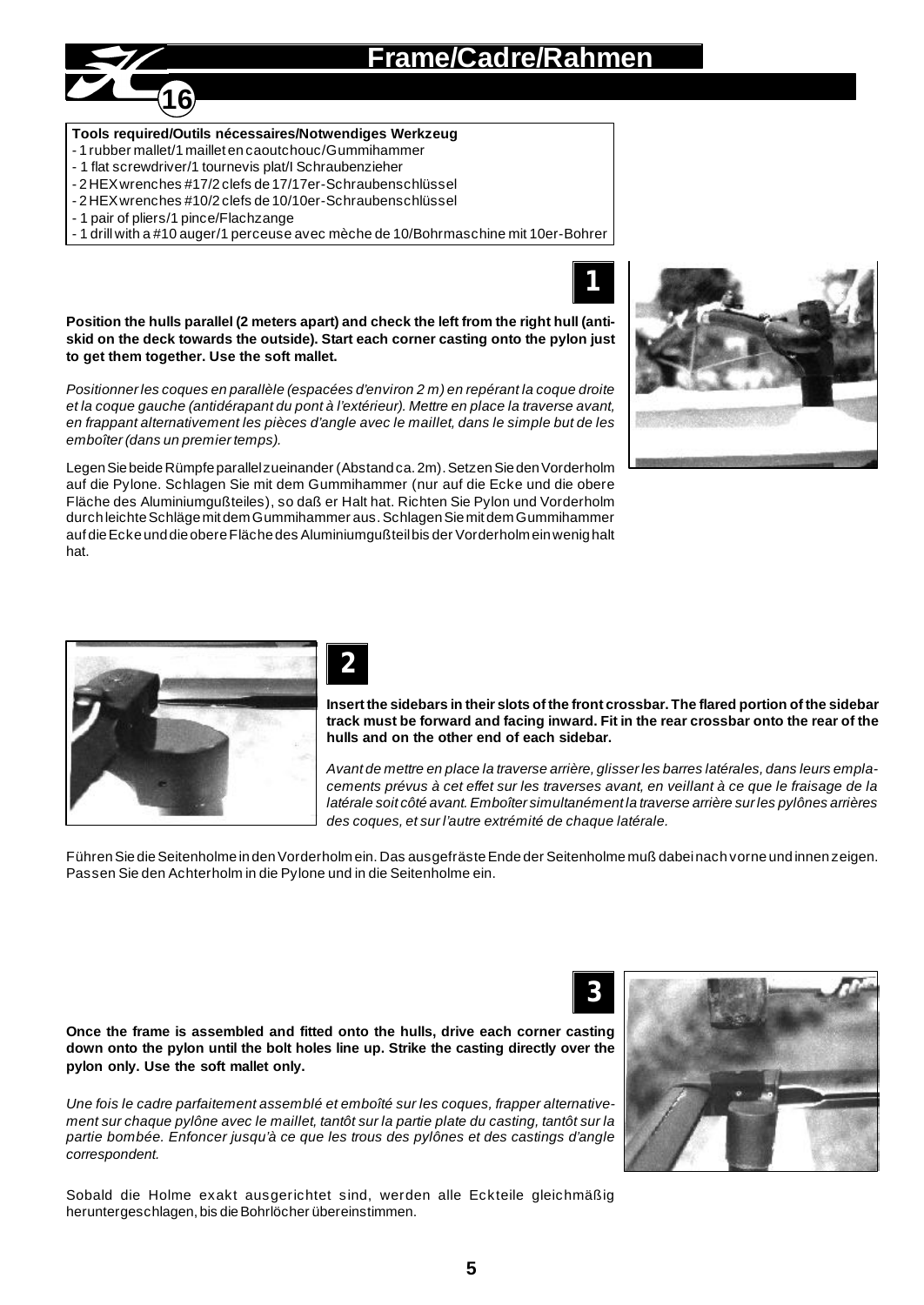# Frame/Cadre/Rahmen

**Tools required/Outils nécessaires/Notwendiges Werkzeug**

- 1 rubber mallet/1 maillet en caoutchouc/Gummihammer
- 1 flat screwdriver/1 tournevis plat/I Schraubenzieher
- 2 HEX wrenches #17/2 clefs de 17/17er-Schraubenschlüssel
- 2 HEX wrenches #10/2 clefs de 10/10er-Schraubenschlüssel
- 1 pair of pliers/1 pince/Flachzange
- 1 drill with a #10 auger/1 perceuse avec mèche de 10/Bohrmaschine mit 10er-Bohrer

## 1

**Position the hulls parallel (2 meters apart) and check the left from the right hull (anti-skid on the deck towards the outside). Start each corner casting onto the pylon just to get them together. Use the soft mallet.**

*Positionner les coques en parallèle (espacées d'environ 2 m) en repérant la coque droite et la coque gauche (antidérapant du pont à l'extérieur). Mettre en place la traverse avant, en frappant alternativement les pièces d'angle avec le maillet, dans le simple but de les emboîter (dans un premier temps).*

Legen Sie beide Rümpfe parallel zueinander (Abstand ca. 2m). Setzen Sie den Vorderholm auf die Pylone. Schlagen Sie mit dem Gummihammer (nur auf die Ecke und die obere Fläche des Aluminiumgußteiles), so daß er Halt hat. Richten Sie Pylon und Vorderholm durch leichte Schläge mit dem Gummihammer aus. Schlagen Sie mit dem Gummihammer auf die Ecke und die obere Fläche des Aluminiumgußteil bis der Vorderholm ein wenig halt hat.

## 2

**Insert the sidebars in their slots of the front crossbar. The flared portion of the sidebar track must be forward and facing inward. Fit in the rear crossbar onto the rear of the hulls and on the other end of each sidebar.**

*Avant de mettre en place la traverse arrière, glisser les barres latérales, dans leurs emplacements prévus à cet effet sur les traverses avant, en veillant à ce que le fraisage de la latérale soit côté avant. Emboîter simultanément la traverse arrière sur les pylônes arrières des coques, et sur l'autre extrémité de chaque latérale.*

Führen Sie die Seitenholme in den Vorderholm ein. Das ausgefräste Ende der Seitenholme muß dabei nach vorne und innen zeigen. Passen Sie den Achterholm in die Pylone und in die Seitenholme ein.

## 3

**Once the frame is assembled and fitted onto the hulls, drive each corner casting down onto the pylon until the bolt holes line up. Strike the casting directly over the pylon only. Use the soft mallet only.**

*Une fois le cadre parfaitement assemblé et emboîté sur les coques, frapper alternativement sur chaque pylône avec le maillet, tantôt sur la partie plate du casting, tantôt sur la partie bombée. Enfoncer jusqu'à ce que les trous des pylônes et des castings d'angle correspondent.*

Sobald die Holme exakt ausgerichtet sind, werden alle Eckteile gleichmäßig heruntergeschlagen, bis die Bohrlöcher übereinstimmen.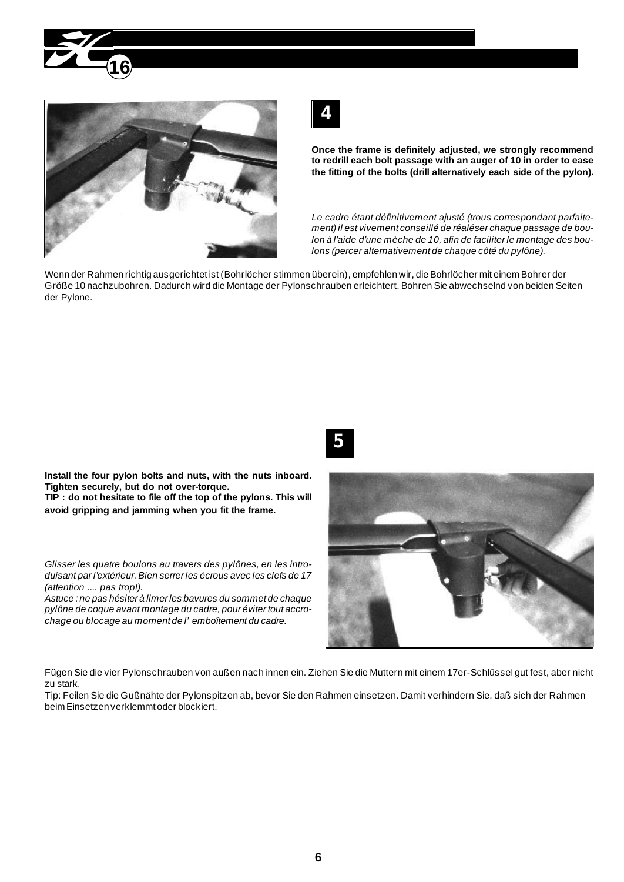## 4

**Once the frame is definitely adjusted, we strongly recommend to redrill each bolt passage with an auger of 10 in order to ease the fitting of the bolts (drill alternatively each side of the pylon).**

*Le cadre étant définitivement ajusté (trous correspondant parfaitement) il est vivement conseillé de réaléser chaque passage de boulon à l'aide d'une mèche de 10, afin de faciliter le montage des boulons (percer alternativement de chaque côté du pylône).*

Wenn der Rahmen richtig ausgerichtet ist (Bohrlöcher stimmen überein), empfehlen wir, die Bohrlöcher mit einem Bohrer der Größe 10 nachzubohren. Dadurch wird die Montage der Pylonschrauben erleichtert. Bohren Sie abwechselnd von beiden Seiten der Pylone.

## 5

**Install the four pylon bolts and nuts, with the nuts inboard. Tighten securely, but do not over-torque.**
**TIP : do not hesitate to file off the top of the pylons. This will avoid gripping and jamming when you fit the frame.**

*Glisser les quatre boulons au travers des pylônes, en les introduisant par l'extérieur. Bien serrer les écrous avec les clefs de 17 (attention .... pas trop!).*
*Astuce : ne pas hésiter à limer les bavures du sommet de chaque pylône de coque avant montage du cadre, pour éviter tout accrochage ou blocage au moment de l' emboîtement du cadre.*

Fügen Sie die vier Pylonschrauben von außen nach innen ein. Ziehen Sie die Muttern mit einem 17er-Schlüssel gut fest, aber nicht zu stark.
Tip: Feilen Sie die Gußnähte der Pylonspitzen ab, bevor Sie den Rahmen einsetzen. Damit verhindern Sie, daß sich der Rahmen beim Einsetzen verklemmt oder blockiert.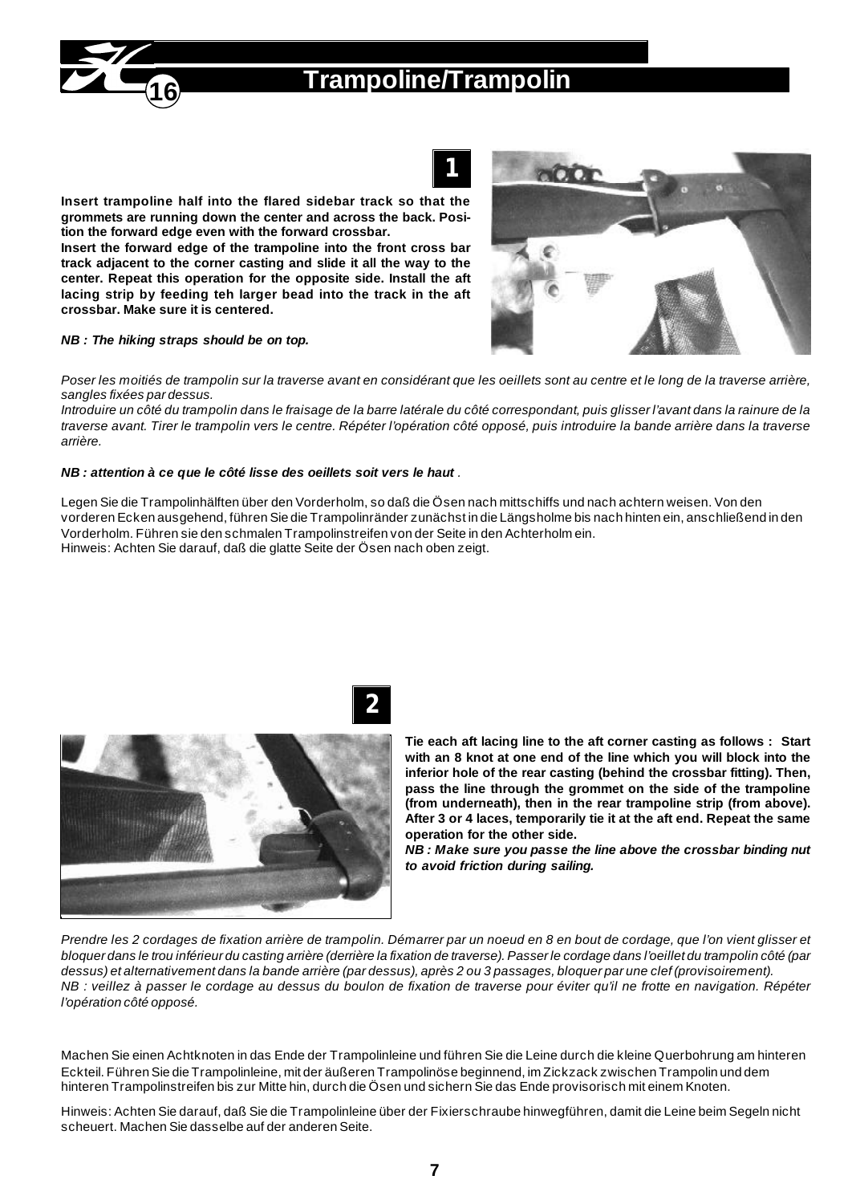# Trampoline/Trampolin

**1**

**Insert trampoline half into the flared sidebar track so that the grommets are running down the center and across the back. Position the forward edge even with the forward crossbar.**
**Insert the forward edge of the trampoline into the front cross bar track adjacent to the corner casting and slide it all the way to the center. Repeat this operation for the opposite side. Install the aft lacing strip by feeding teh larger bead into the track in the aft crossbar. Make sure it is centered.**

***NB : The hiking straps should be on top.***

*Poser les moitiés de trampolin sur la traverse avant en considérant que les oeillets sont au centre et le long de la traverse arrière, sangles fixées par dessus.*
*Introduire un côté du trampolin dans le fraisage de la barre latérale du côté correspondant, puis glisser l'avant dans la rainure de la traverse avant. Tirer le trampolin vers le centre. Répéter l'opération côté opposé, puis introduire la bande arrière dans la traverse arrière.*

***NB : attention à ce que le côté lisse des oeillets soit vers le haut*** .

Legen Sie die Trampolinhälften über den Vorderholm, so daß die Ösen nach mittschiffs und nach achtern weisen. Von den vorderen Ecken ausgehend, führen Sie die Trampolinränder zunächst in die Längsholme bis nach hinten ein, anschließend in den Vorderholm. Führen sie den schmalen Trampolinstreifen von der Seite in den Achterholm ein.
Hinweis: Achten Sie darauf, daß die glatte Seite der Ösen nach oben zeigt.

**2**

**Tie each aft lacing line to the aft corner casting as follows : Start with an 8 knot at one end of the line which you will block into the inferior hole of the rear casting (behind the crossbar fitting). Then, pass the line through the grommet on the side of the trampoline (from underneath), then in the rear trampoline strip (from above). After 3 or 4 laces, temporarily tie it at the aft end. Repeat the same operation for the other side.**
***NB : Make sure you passe the line above the crossbar binding nut to avoid friction during sailing.***

*Prendre les 2 cordages de fixation arrière de trampolin. Démarrer par un noeud en 8 en bout de cordage, que l'on vient glisser et bloquer dans le trou inférieur du casting arrière (derrière la fixation de traverse). Passer le cordage dans l'oeillet du trampolin côté (par dessus) et alternativement dans la bande arrière (par dessus), après 2 ou 3 passages, bloquer par une clef (provisoirement).*
*NB : veillez à passer le cordage au dessus du boulon de fixation de traverse pour éviter qu'il ne frotte en navigation. Répéter l'opération côté opposé.*

Machen Sie einen Achtknoten in das Ende der Trampolinleine und führen Sie die Leine durch die kleine Querbohrung am hinteren Eckteil. Führen Sie die Trampolinleine, mit der äußeren Trampolinöse beginnend, im Zickzack zwischen Trampolin und dem hinteren Trampolinstreifen bis zur Mitte hin, durch die Ösen und sichern Sie das Ende provisorisch mit einem Knoten.

Hinweis: Achten Sie darauf, daß Sie die Trampolinleine über der Fixierschraube hinwegführen, damit die Leine beim Segeln nicht scheuert. Machen Sie dasselbe auf der anderen Seite.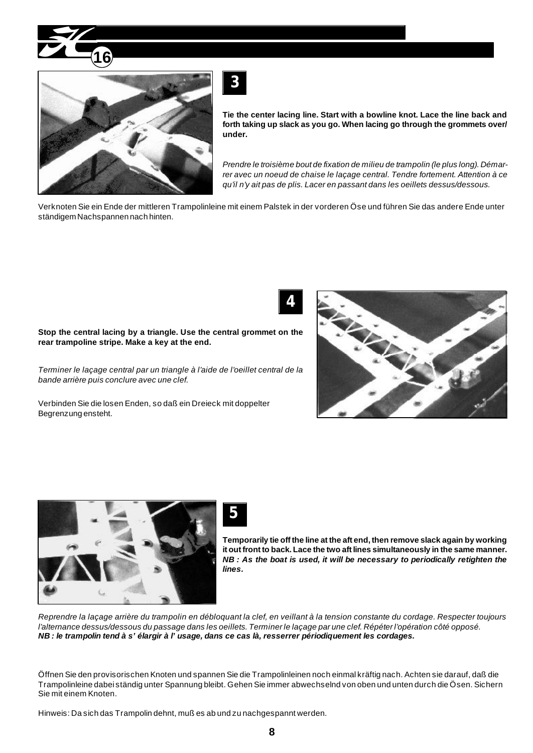## 3

**Tie the center lacing line. Start with a bowline knot. Lace the line back and forth taking up slack as you go. When lacing go through the grommets over/ under.**

*Prendre le troisième bout de fixation de milieu de trampolin (le plus long). Démarrer avec un noeud de chaise le laçage central. Tendre fortement. Attention à ce qu'il n'y ait pas de plis. Lacer en passant dans les oeillets dessus/dessous.*

Verknoten Sie ein Ende der mittleren Trampolinleine mit einem Palstek in der vorderen Öse und führen Sie das andere Ende unter ständigem Nachspannen nach hinten.

## 4

**Stop the central lacing by a triangle. Use the central grommet on the rear trampoline stripe. Make a key at the end.**

*Terminer le laçage central par un triangle à l'aide de l'oeillet central de la bande arrière puis conclure avec une clef.*

Verbinden Sie die losen Enden, so daß ein Dreieck mit doppelter Begrenzung ensteht.

## 5

**Temporarily tie off the line at the aft end, then remove slack again by working it out front to back. Lace the two aft lines simultaneously in the same manner.**
***NB : As the boat is used, it will be necessary to periodically retighten the lines.***

*Reprendre la laçage arrière du trampolin en débloquant la clef, en veillant à la tension constante du cordage. Respecter toujours l'alternance dessus/dessous du passage dans les oeillets. Terminer le laçage par une clef. Répéter l'opération côté opposé.*
***NB : le trampolin tend à s' élargir à l' usage, dans ce cas là, resserrer périodiquement les cordages.***

Öffnen Sie den provisorischen Knoten und spannen Sie die Trampolinleinen noch einmal kräftig nach. Achten sie darauf, daß die Trampolinleine dabei ständig unter Spannung bleibt. Gehen Sie immer abwechselnd von oben und unten durch die Ösen. Sichern Sie mit einem Knoten.

Hinweis: Da sich das Trampolin dehnt, muß es ab und zu nachgespannt werden.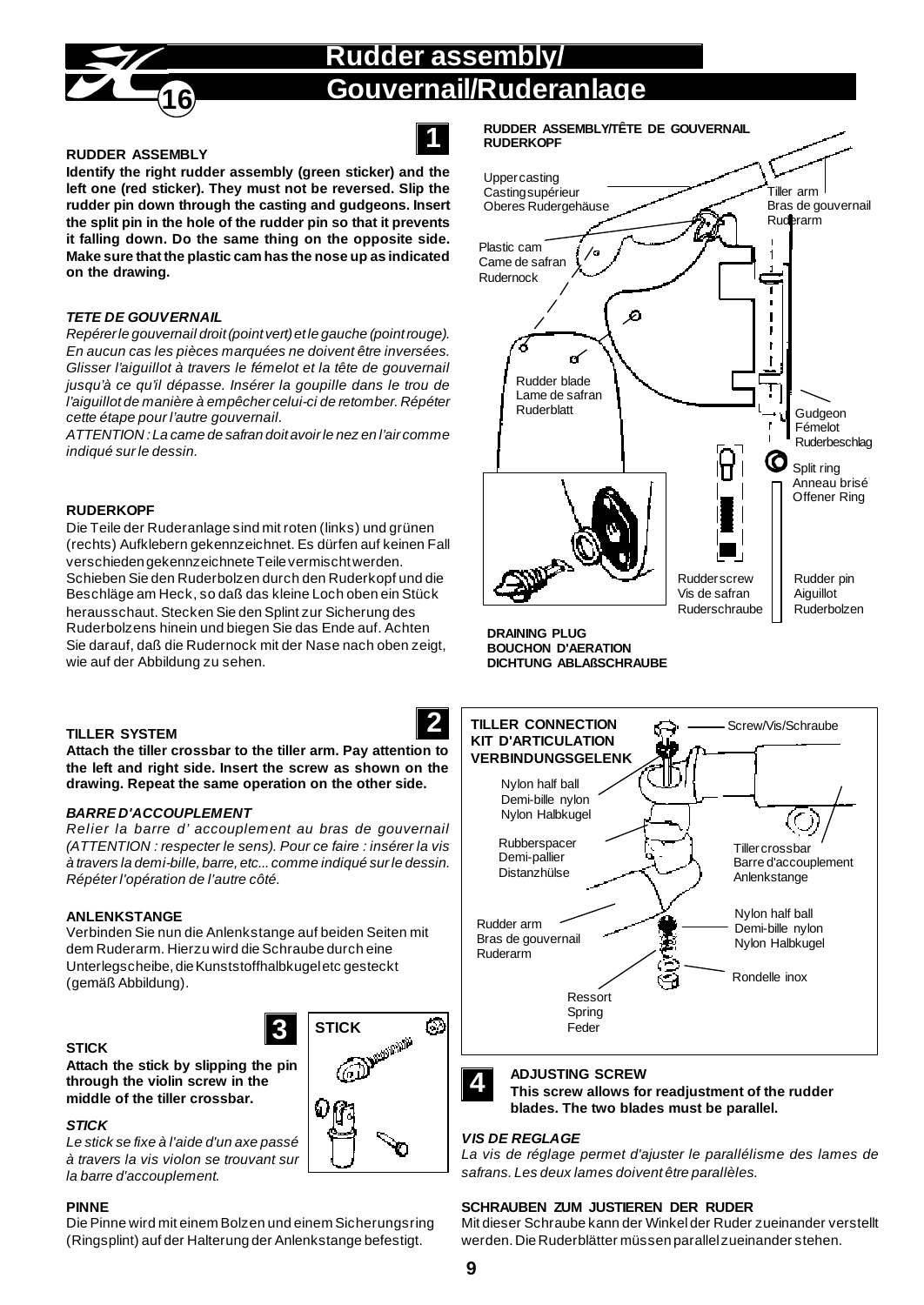# Rudder assembly/ Gouvernail/Ruderanlage

## 1

### RUDDER ASSEMBLY

**Identify the right rudder assembly (green sticker) and the left one (red sticker). They must not be reversed. Slip the rudder pin down through the casting and gudgeons. Insert the split pin in the hole of the rudder pin so that it prevents it falling down. Do the same thing on the opposite side. Make sure that the plastic cam has the nose up as indicated on the drawing.**

### *TETE DE GOUVERNAIL*

*Repérer le gouvernail droit (point vert) et le gauche (point rouge). En aucun cas les pièces marquées ne doivent être inversées. Glisser l'aiguillot à travers le fémelot et la tête de gouvernail jusqu'à ce qu'il dépasse. Insérer la goupille dans le trou de l'aiguillot de manière à empêcher celui-ci de retomber. Répéter cette étape pour l'autre gouvernail.*

*ATTENTION : La came de safran doit avoir le nez en l'air comme indiqué sur le dessin.*

### RUDERKOPF

Die Teile der Ruderanlage sind mit roten (links) und grünen (rechts) Aufklebern gekennzeichnet. Es dürfen auf keinen Fall verschieden gekennzeichnete Teile vermischt werden. Schieben Sie den Ruderbolzen durch den Ruderkopf und die Beschläge am Heck, so daß das kleine Loch oben ein Stück herausschaut. Stecken Sie den Splint zur Sicherung des Ruderbolzens hinein und biegen Sie das Ende auf. Achten Sie darauf, daß die Rudernock mit der Nase nach oben zeigt, wie auf der Abbildung zu sehen.

**RUDDER ASSEMBLY/TÊTE DE GOUVERNAIL RUDERKOPF**

Upper casting / Casting supérieur / Oberes Rudergehäuse
Tiller arm / Bras de gouvernail / Ruderarm
Plastic cam / Came de safran / Rudernock
Rudder blade / Lame de safran / Ruderblatt
Gudgeon / Fémelot / Ruderbeschlag
Split ring / Anneau brisé / Offener Ring
Rudder screw / Vis de safran / Ruderschraube
Rudder pin / Aiguillot / Ruderbolzen

**DRAINING PLUG**
**BOUCHON D'AERATION**
**DICHTUNG ABLAßSCHRAUBE**

## 2

### TILLER SYSTEM

**Attach the tiller crossbar to the tiller arm. Pay attention to the left and right side. Insert the screw as shown on the drawing. Repeat the same operation on the other side.**

### *BARRE D'ACCOUPLEMENT*

*Relier la barre d' accouplement au bras de gouvernail (ATTENTION : respecter le sens). Pour ce faire : insérer la vis à travers la demi-bille, barre, etc... comme indiqué sur le dessin. Répéter l'opération de l'autre côté.*

### ANLENKSTANGE

Verbinden Sie nun die Anlenkstange auf beiden Seiten mit dem Ruderarm. Hierzu wird die Schraube durch eine Unterlegscheibe, die Kunststoffhalbkugel etc gesteckt (gemäß Abbildung).

**TILLER CONNECTION KIT D'ARTICULATION VERBINDUNGSGELENK**

Screw/Vis/Schraube
Nylon half ball / Demi-bille nylon / Nylon Halbkugel
Rubberspacer / Demi-pallier / Distanzhülse
Tiller crossbar / Barre d'accouplement / Anlenkstange
Rudder arm / Bras de gouvernail / Ruderarm
Nylon half ball / Demi-bille nylon / Nylon Halbkugel
Rondelle inox
Ressort / Spring / Feder

## 3

### STICK

**Attach the stick by slipping the pin through the violin screw in the middle of the tiller crossbar.**

### *STICK*

*Le stick se fixe à l'aide d'un axe passé à travers la vis violon se trouvant sur la barre d'accouplement.*

### PINNE

Die Pinne wird mit einem Bolzen und einem Sicherungsring (Ringsplint) auf der Halterung der Anlenkstange befestigt.

STICK

## 4

### ADJUSTING SCREW

**This screw allows for readjustment of the rudder blades. The two blades must be parallel.**

### *VIS DE REGLAGE*

*La vis de réglage permet d'ajuster le parallélisme des lames de safrans. Les deux lames doivent être parallèles.*

### SCHRAUBEN ZUM JUSTIEREN DER RUDER

Mit dieser Schraube kann der Winkel der Ruder zueinander verstellt werden. Die Ruderblätter müssen parallel zueinander stehen.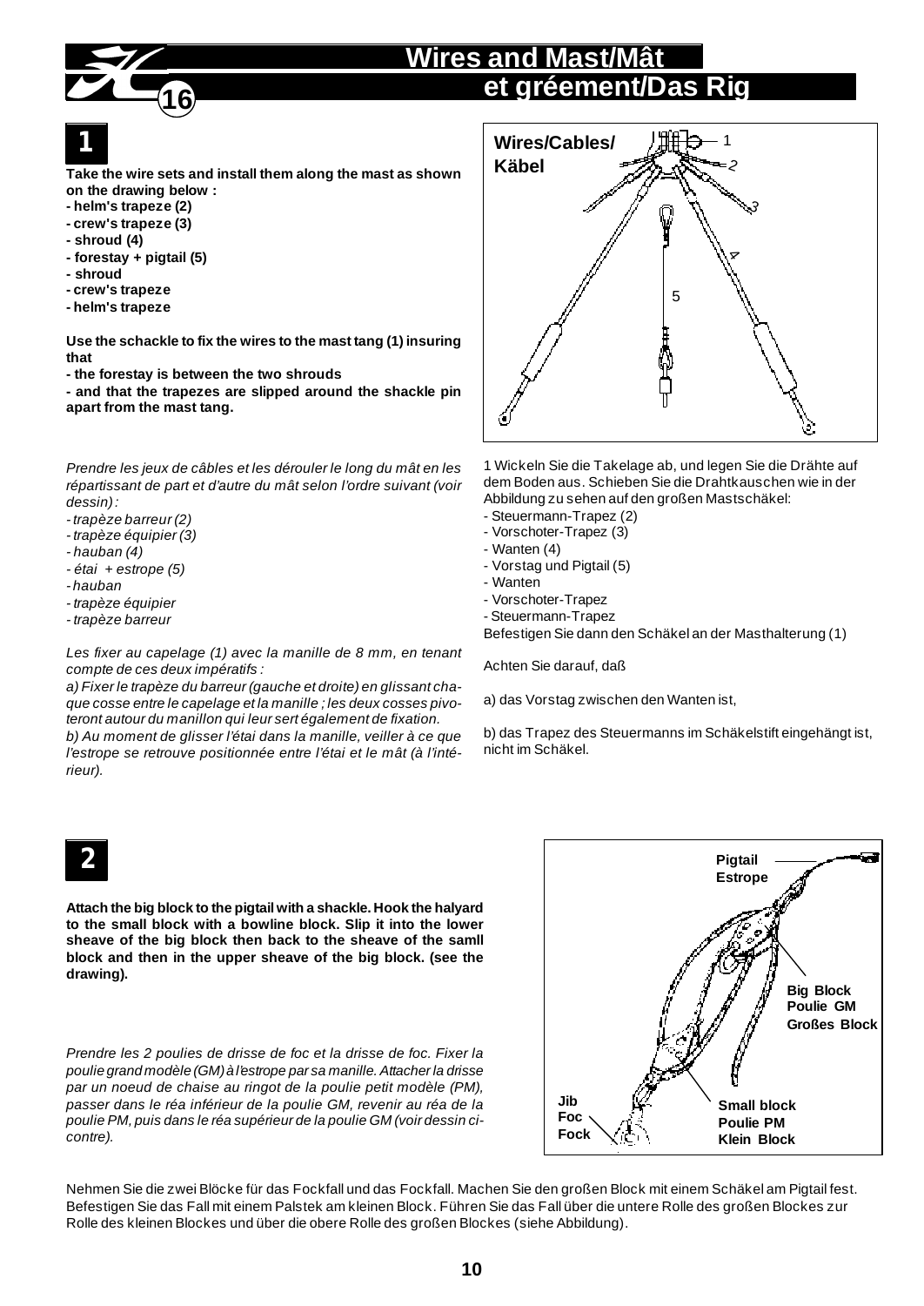# Wires and Mast/Mât et gréement/Das Rig

## 1

**Take the wire sets and install them along the mast as shown on the drawing below :**
**- helm's trapeze (2)**
**- crew's trapeze (3)**
**- shroud (4)**
**- forestay + pigtail (5)**
**- shroud**
**- crew's trapeze**
**- helm's trapeze**

**Use the schackle to fix the wires to the mast tang (1) insuring that**
**- the forestay is between the two shrouds**
**- and that the trapezes are slipped around the shackle pin apart from the mast tang.**

Wires/Cables/ Käbel

*Prendre les jeux de câbles et les dérouler le long du mât en les répartissant de part et d'autre du mât selon l'ordre suivant (voir dessin) :*
*- trapèze barreur (2)*
*- trapèze équipier (3)*
*- hauban (4)*
*- étai + estrope (5)*
*- hauban*
*- trapèze équipier*
*- trapèze barreur*

*Les fixer au capelage (1) avec la manille de 8 mm, en tenant compte de ces deux impératifs :*
*a) Fixer le trapèze du barreur (gauche et droite) en glissant chaque cosse entre le capelage et la manille ; les deux cosses pivoteront autour du manillon qui leur sert également de fixation.*
*b) Au moment de glisser l'étai dans la manille, veiller à ce que l'estrope se retrouve positionnée entre l'étai et le mât (à l'intérieur).*

1 Wickeln Sie die Takelage ab, und legen Sie die Drähte auf dem Boden aus. Schieben Sie die Drahtkauschen wie in der Abbildung zu sehen auf den großen Mastschäkel:
- Steuermann-Trapez (2)
- Vorschoter-Trapez (3)
- Wanten (4)
- Vorstag und Pigtail (5)
- Wanten
- Vorschoter-Trapez
- Steuermann-Trapez

Befestigen Sie dann den Schäkel an der Masthalterung (1)

Achten Sie darauf, daß

a) das Vorstag zwischen den Wanten ist,

b) das Trapez des Steuermanns im Schäkelstift eingehängt ist, nicht im Schäkel.

## 2

**Attach the big block to the pigtail with a shackle. Hook the halyard to the small block with a bowline block. Slip it into the lower sheave of the big block then back to the sheave of the samll block and then in the upper sheave of the big block. (see the drawing).**

*Prendre les 2 poulies de drisse de foc et la drisse de foc. Fixer la poulie grand modèle (GM) à l'estrope par sa manille. Attacher la drisse par un noeud de chaise au ringot de la poulie petit modèle (PM), passer dans le réa inférieur de la poulie GM, revenir au réa de la poulie PM, puis dans le réa supérieur de la poulie GM (voir dessin ci-contre).*

Pigtail / Estrope — Big Block / Poulie GM / Großes Block — Small block / Poulie PM / Klein Block — Jib / Foc / Fock

Nehmen Sie die zwei Blöcke für das Fockfall und das Fockfall. Machen Sie den großen Block mit einem Schäkel am Pigtail fest. Befestigen Sie das Fall mit einem Palstek am kleinen Block. Führen Sie das Fall über die untere Rolle des großen Blockes zur Rolle des kleinen Blockes und über die obere Rolle des großen Blockes (siehe Abbildung).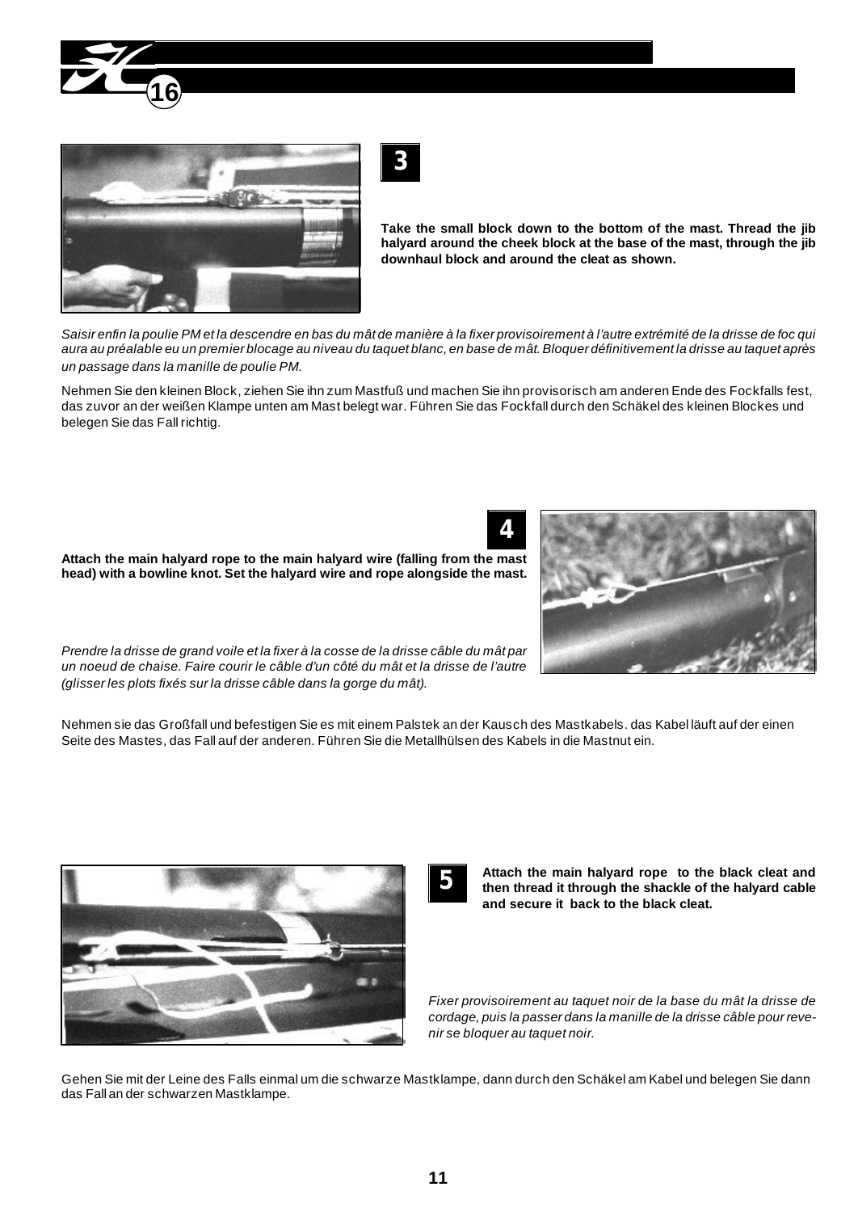## 3

**Take the small block down to the bottom of the mast. Thread the jib halyard around the cheek block at the base of the mast, through the jib downhaul block and around the cleat as shown.**

*Saisir enfin la poulie PM et la descendre en bas du mât de manière à la fixer provisoirement à l'autre extrémité de la drisse de foc qui aura au préalable eu un premier blocage au niveau du taquet blanc, en base de mât. Bloquer définitivement la drisse au taquet après un passage dans la manille de poulie PM.*

Nehmen Sie den kleinen Block, ziehen Sie ihn zum Mastfuß und machen Sie ihn provisorisch am anderen Ende des Fockfalls fest, das zuvor an der weißen Klampe unten am Mast belegt war. Führen Sie das Fockfall durch den Schäkel des kleinen Blockes und belegen Sie das Fall richtig.

## 4

**Attach the main halyard rope to the main halyard wire (falling from the mast head) with a bowline knot. Set the halyard wire and rope alongside the mast.**

*Prendre la drisse de grand voile et la fixer à la cosse de la drisse câble du mât par un noeud de chaise. Faire courir le câble d'un côté du mât et la drisse de l'autre (glisser les plots fixés sur la drisse câble dans la gorge du mât).*

Nehmen sie das Großfall und befestigen Sie es mit einem Palstek an der Kausch des Mastkabels. das Kabel läuft auf der einen Seite des Mastes, das Fall auf der anderen. Führen Sie die Metallhülsen des Kabels in die Mastnut ein.

## 5

**Attach the main halyard rope to the black cleat and then thread it through the shackle of the halyard cable and secure it back to the black cleat.**

*Fixer provisoirement au taquet noir de la base du mât la drisse de cordage, puis la passer dans la manille de la drisse câble pour revenir se bloquer au taquet noir.*

Gehen Sie mit der Leine des Falls einmal um die schwarze Mastklampe, dann durch den Schäkel am Kabel und belegen Sie dann das Fall an der schwarzen Mastklampe.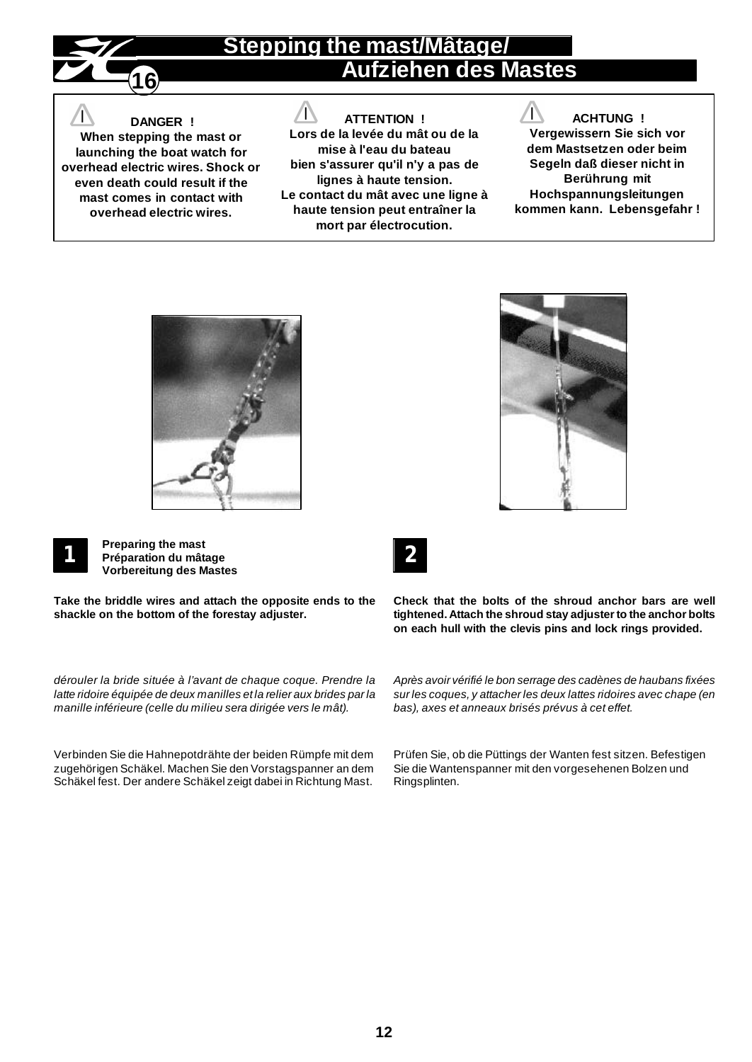# Stepping the mast/Mâtage/ Aufziehen des Mastes

**DANGER !**
**When stepping the mast or launching the boat watch for overhead electric wires. Shock or even death could result if the mast comes in contact with overhead electric wires.**

**ATTENTION !**
**Lors de la levée du mât ou de la mise à l'eau du bateau bien s'assurer qu'il n'y a pas de lignes à haute tension. Le contact du mât avec une ligne à haute tension peut entraîner la mort par électrocution.**

**ACHTUNG !**
**Vergewissern Sie sich vor dem Mastsetzen oder beim Segeln daß dieser nicht in Berührung mit Hochspannungsleitungen kommen kann. Lebensgefahr !**

## 1

**Preparing the mast**
**Préparation du mâtage**
**Vorbereitung des Mastes**

**Take the briddle wires and attach the opposite ends to the shackle on the bottom of the forestay adjuster.**

*dérouler la bride située à l'avant de chaque coque. Prendre la latte ridoire équipée de deux manilles et la relier aux brides par la manille inférieure (celle du milieu sera dirigée vers le mât).*

Verbinden Sie die Hahnepotdrähte der beiden Rümpfe mit dem zugehörigen Schäkel. Machen Sie den Vorstagspanner an dem Schäkel fest. Der andere Schäkel zeigt dabei in Richtung Mast.

## 2

**Check that the bolts of the shroud anchor bars are well tightened. Attach the shroud stay adjuster to the anchor bolts on each hull with the clevis pins and lock rings provided.**

*Après avoir vérifié le bon serrage des cadènes de haubans fixées sur les coques, y attacher les deux lattes ridoires avec chape (en bas), axes et anneaux brisés prévus à cet effet.*

Prüfen Sie, ob die Püttings der Wanten fest sitzen. Befestigen Sie die Wantenspanner mit den vorgesehenen Bolzen und Ringsplinten.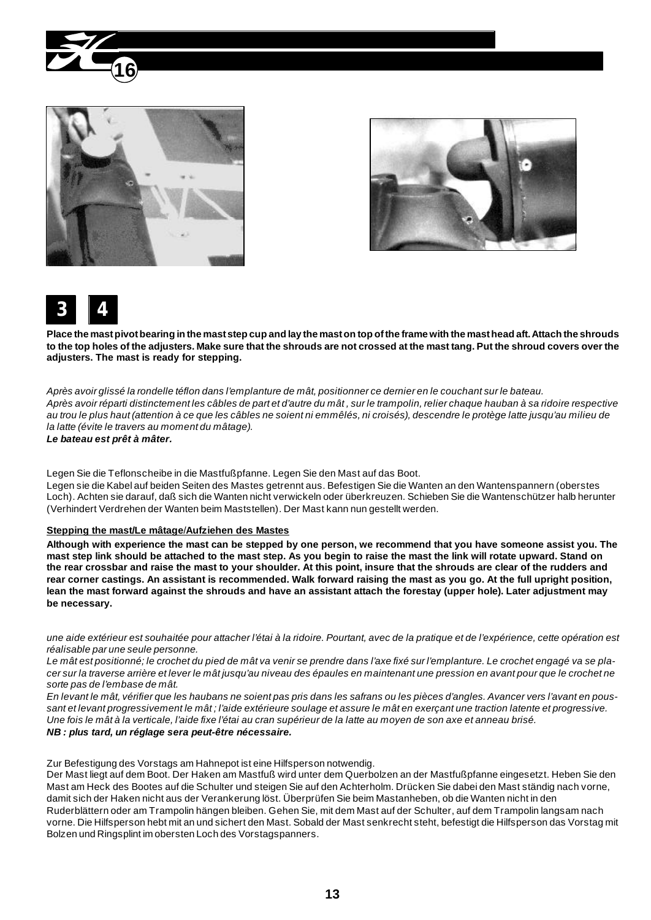**3** **4**

**Place the mast pivot bearing in the mast step cup and lay the mast on top of the frame with the mast head aft. Attach the shrouds to the top holes of the adjusters. Make sure that the shrouds are not crossed at the mast tang. Put the shroud covers over the adjusters. The mast is ready for stepping.**

*Après avoir glissé la rondelle téflon dans l'emplanture de mât, positionner ce dernier en le couchant sur le bateau.*
*Après avoir réparti distinctement les câbles de part et d'autre du mât , sur le trampolin, relier chaque hauban à sa ridoire respective au trou le plus haut (attention à ce que les câbles ne soient ni emmêlés, ni croisés), descendre le protège latte jusqu'au milieu de la latte (évite le travers au moment du mâtage).*
***Le bateau est prêt à mâter.***

Legen Sie die Teflonscheibe in die Mastfußpfanne. Legen Sie den Mast auf das Boot.
Legen sie die Kabel auf beiden Seiten des Mastes getrennt aus. Befestigen Sie die Wanten an den Wantenspannern (oberstes Loch). Achten sie darauf, daß sich die Wanten nicht verwickeln oder überkreuzen. Schieben Sie die Wantenschützer halb herunter (Verhindert Verdrehen der Wanten beim Maststellen). Der Mast kann nun gestellt werden.

**Stepping the mast/Le mâtage/Aufziehen des Mastes**

**Although with experience the mast can be stepped by one person, we recommend that you have someone assist you. The mast step link should be attached to the mast step. As you begin to raise the mast the link will rotate upward. Stand on the rear crossbar and raise the mast to your shoulder. At this point, insure that the shrouds are clear of the rudders and rear corner castings. An assistant is recommended. Walk forward raising the mast as you go. At the full upright position, lean the mast forward against the shrouds and have an assistant attach the forestay (upper hole). Later adjustment may be necessary.**

*une aide extérieur est souhaitée pour attacher l'étai à la ridoire. Pourtant, avec de la pratique et de l'expérience, cette opération est réalisable par une seule personne.*
*Le mât est positionné; le crochet du pied de mât va venir se prendre dans l'axe fixé sur l'emplanture. Le crochet engagé va se placer sur la traverse arrière et lever le mât jusqu'au niveau des épaules en maintenant une pression en avant pour que le crochet ne sorte pas de l'embase de mât.*
*En levant le mât, vérifier que les haubans ne soient pas pris dans les safrans ou les pièces d'angles. Avancer vers l'avant en poussant et levant progressivement le mât ; l'aide extérieure soulage et assure le mât en exerçant une traction latente et progressive. Une fois le mât à la verticale, l'aide fixe l'étai au cran supérieur de la latte au moyen de son axe et anneau brisé.*
***NB : plus tard, un réglage sera peut-être nécessaire.***

Zur Befestigung des Vorstags am Hahnepot ist eine Hilfsperson notwendig.
Der Mast liegt auf dem Boot. Der Haken am Mastfuß wird unter dem Querbolzen an der Mastfußpfanne eingesetzt. Heben Sie den Mast am Heck des Bootes auf die Schulter und steigen Sie auf den Achterholm. Drücken Sie dabei den Mast ständig nach vorne, damit sich der Haken nicht aus der Verankerung löst. Überprüfen Sie beim Mastanheben, ob die Wanten nicht in den Ruderblättern oder am Trampolin hängen bleiben. Gehen Sie, mit dem Mast auf der Schulter, auf dem Trampolin langsam nach vorne. Die Hilfsperson hebt mit an und sichert den Mast. Sobald der Mast senkrecht steht, befestigt die Hilfsperson das Vorstag mit Bolzen und Ringsplint im obersten Loch des Vorstagspanners.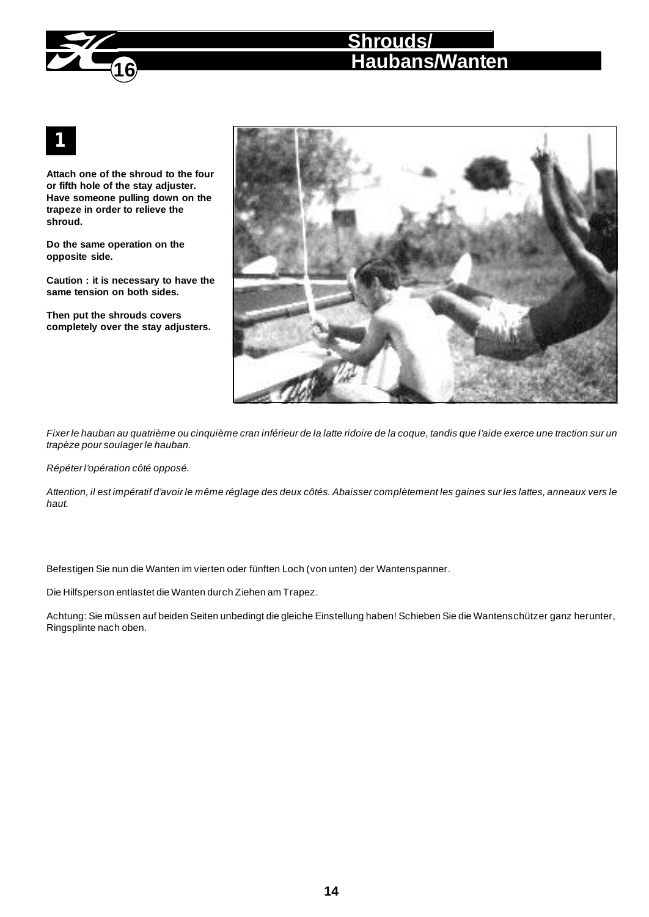# Shrouds/ Haubans/Wanten

## 1

**Attach one of the shroud to the four or fifth hole of the stay adjuster. Have someone pulling down on the trapeze in order to relieve the shroud.**

**Do the same operation on the opposite side.**

**Caution : it is necessary to have the same tension on both sides.**

**Then put the shrouds covers completely over the stay adjusters.**

*Fixer le hauban au quatrième ou cinquième cran inférieur de la latte ridoire de la coque, tandis que l'aide exerce une traction sur un trapèze pour soulager le hauban.*

*Répéter l'opération côté opposé.*

*Attention, il est impératif d'avoir le même réglage des deux côtés. Abaisser complètement les gaines sur les lattes, anneaux vers le haut.*

Befestigen Sie nun die Wanten im vierten oder fünften Loch (von unten) der Wantenspanner.

Die Hilfsperson entlastet die Wanten durch Ziehen am Trapez.

Achtung: Sie müssen auf beiden Seiten unbedingt die gleiche Einstellung haben! Schieben Sie die Wantenschützer ganz herunter, Ringsplinte nach oben.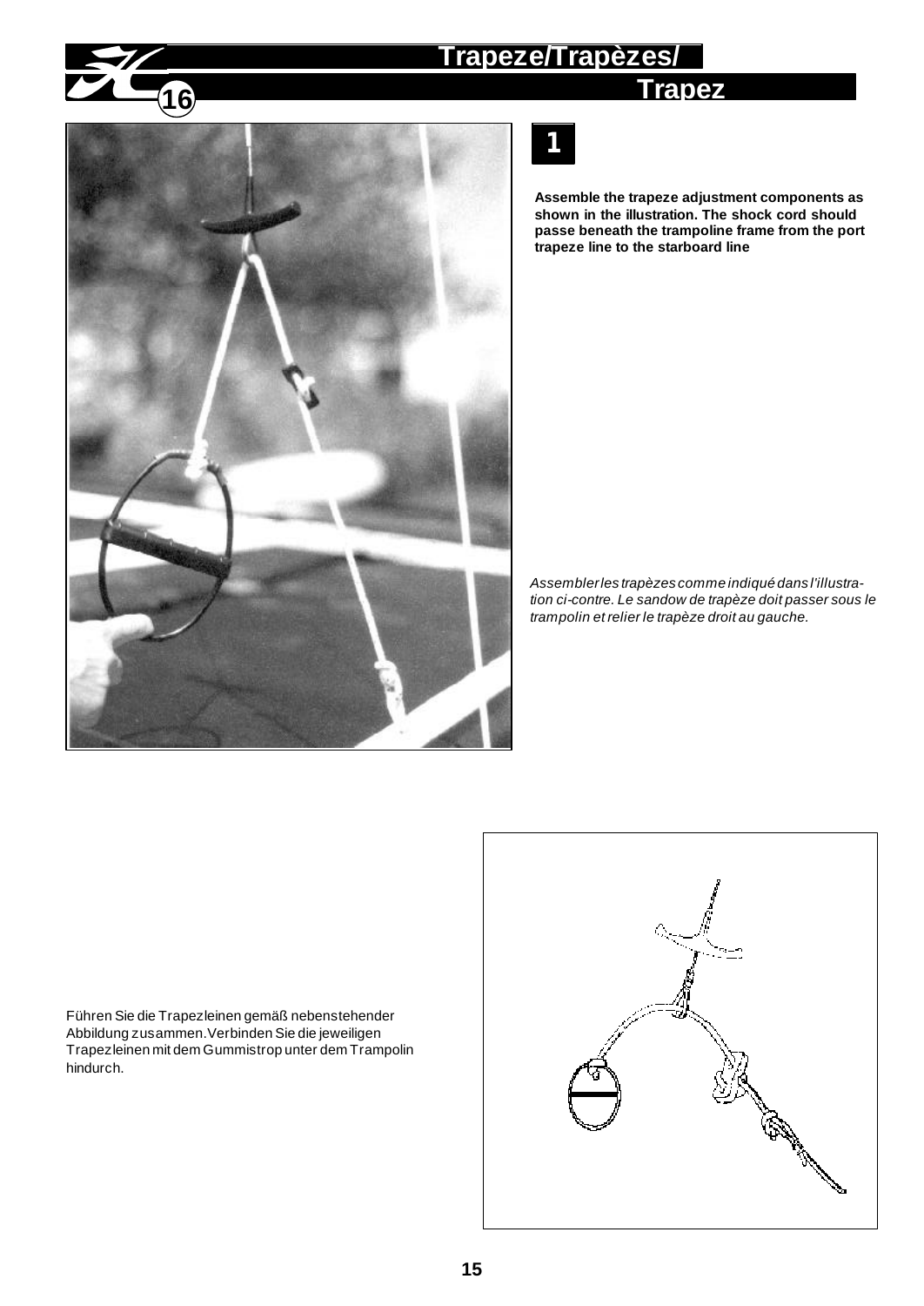# Trapeze/Trapèzes/ Trapez

## 1

**Assemble the trapeze adjustment components as shown in the illustration. The shock cord should passe beneath the trampoline frame from the port trapeze line to the starboard line**

*Assembler les trapèzes comme indiqué dans l'illustration ci-contre. Le sandow de trapèze doit passer sous le trampolin et relier le trapèze droit au gauche.*

Führen Sie die Trapezleinen gemäß nebenstehender Abbildung zusammen. Verbinden Sie die jeweiligen Trapezleinen mit dem Gummistrop unter dem Trampolin hindurch.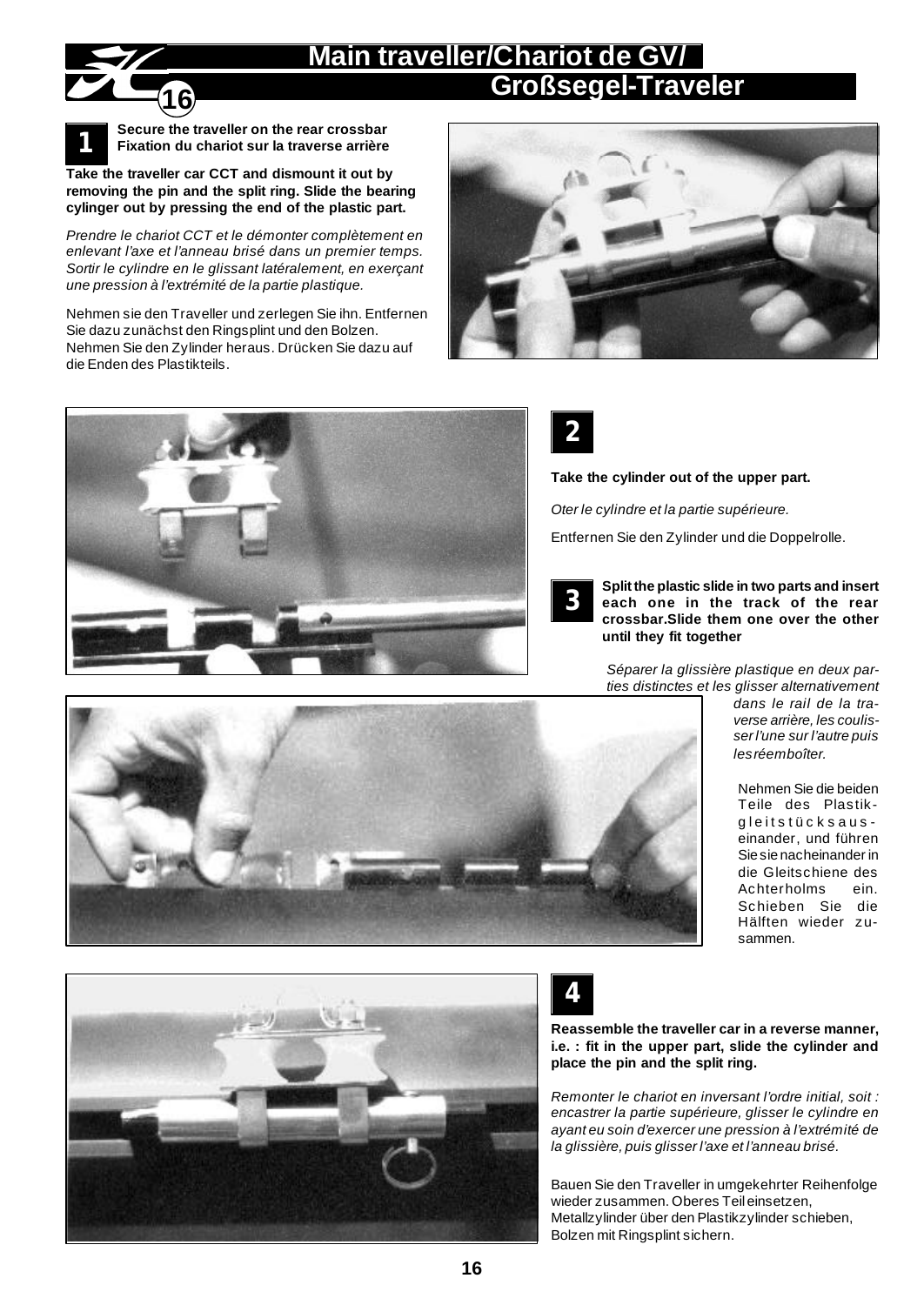# Main traveller/Chariot de GV/ Großsegel-Traveler

## 1

**Secure the traveller on the rear crossbar**
**Fixation du chariot sur la traverse arrière**

**Take the traveller car CCT and dismount it out by removing the pin and the split ring. Slide the bearing cylinger out by pressing the end of the plastic part.**

*Prendre le chariot CCT et le démonter complètement en enlevant l'axe et l'anneau brisé dans un premier temps. Sortir le cylindre en le glissant latéralement, en exerçant une pression à l'extrémité de la partie plastique.*

Nehmen sie den Traveller und zerlegen Sie ihn. Entfernen Sie dazu zunächst den Ringsplint und den Bolzen. Nehmen Sie den Zylinder heraus. Drücken Sie dazu auf die Enden des Plastikteils.

## 2

**Take the cylinder out of the upper part.**

*Oter le cylindre et la partie supérieure.*

Entfernen Sie den Zylinder und die Doppelrolle.

## 3

**Split the plastic slide in two parts and insert each one in the track of the rear crossbar.Slide them one over the other until they fit together**

*Séparer la glissière plastique en deux parties distinctes et les glisser alternativement dans le rail de la traverse arrière, les coulisser l'une sur l'autre puis les réemboîter.*

Nehmen Sie die beiden Teile des Plastikgleitstücks auseinander, und führen Sie sie nacheinander in die Gleitschiene des Achterholms ein. Schieben Sie die Hälften wieder zusammen.

## 4

**Reassemble the traveller car in a reverse manner, i.e. : fit in the upper part, slide the cylinder and place the pin and the split ring.**

*Remonter le chariot en inversant l'ordre initial, soit : encastrer la partie supérieure, glisser le cylindre en ayant eu soin d'exercer une pression à l'extrémité de la glissière, puis glisser l'axe et l'anneau brisé.*

Bauen Sie den Traveller in umgekehrter Reihenfolge wieder zusammen. Oberes Teil einsetzen, Metallzylinder über den Plastikzylinder schieben, Bolzen mit Ringsplint sichern.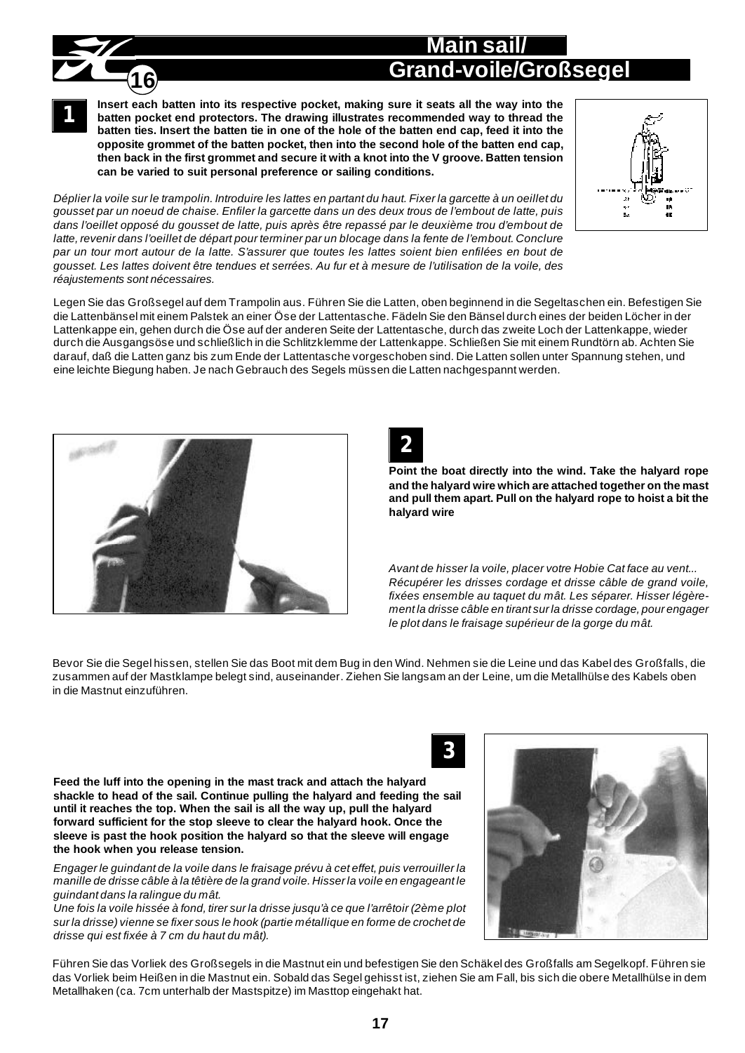# Main sail/ Grand-voile/Großsegel

**1**

**Insert each batten into its respective pocket, making sure it seats all the way into the batten pocket end protectors. The drawing illustrates recommended way to thread the batten ties. Insert the batten tie in one of the hole of the batten end cap, feed it into the opposite grommet of the batten pocket, then into the second hole of the batten end cap, then back in the first grommet and secure it with a knot into the V groove. Batten tension can be varied to suit personal preference or sailing conditions.**

*Déplier la voile sur le trampolin. Introduire les lattes en partant du haut. Fixer la garcette à un oeillet du gousset par un noeud de chaise. Enfiler la garcette dans un des deux trous de l'embout de latte, puis dans l'oeillet opposé du gousset de latte, puis après être repassé par le deuxième trou d'embout de latte, revenir dans l'oeillet de départ pour terminer par un blocage dans la fente de l'embout. Conclure par un tour mort autour de la latte. S'assurer que toutes les lattes soient bien enfilées en bout de gousset. Les lattes doivent être tendues et serrées. Au fur et à mesure de l'utilisation de la voile, des réajustements sont nécessaires.*

Legen Sie das Großsegel auf dem Trampolin aus. Führen Sie die Latten, oben beginnend in die Segeltaschen ein. Befestigen Sie die Lattenbänsel mit einem Palstek an einer Öse der Lattentasche. Fädeln Sie den Bänsel durch eines der beiden Löcher in der Lattenkappe ein, gehen durch die Öse auf der anderen Seite der Lattentasche, durch das zweite Loch der Lattenkappe, wieder durch die Ausgangsöse und schließlich in die Schlitzklemme der Lattenkappe. Schließen Sie mit einem Rundtörn ab. Achten Sie darauf, daß die Latten ganz bis zum Ende der Lattentasche vorgeschoben sind. Die Latten sollen unter Spannung stehen, und eine leichte Biegung haben. Je nach Gebrauch des Segels müssen die Latten nachgespannt werden.

**2**

**Point the boat directly into the wind. Take the halyard rope and the halyard wire which are attached together on the mast and pull them apart. Pull on the halyard rope to hoist a bit the halyard wire**

*Avant de hisser la voile, placer votre Hobie Cat face au vent... Récupérer les drisses cordage et drisse câble de grand voile, fixées ensemble au taquet du mât. Les séparer. Hisser légèrement la drisse câble en tirant sur la drisse cordage, pour engager le plot dans le fraisage supérieur de la gorge du mât.*

Bevor Sie die Segel hissen, stellen Sie das Boot mit dem Bug in den Wind. Nehmen sie die Leine und das Kabel des Großfalls, die zusammen auf der Mastklampe belegt sind, auseinander. Ziehen Sie langsam an der Leine, um die Metallhülse des Kabels oben in die Mastnut einzuführen.

**3**

**Feed the luff into the opening in the mast track and attach the halyard shackle to head of the sail. Continue pulling the halyard and feeding the sail until it reaches the top. When the sail is all the way up, pull the halyard forward sufficient for the stop sleeve to clear the halyard hook. Once the sleeve is past the hook position the halyard so that the sleeve will engage the hook when you release tension.**

*Engager le guindant de la voile dans le fraisage prévu à cet effet, puis verrouiller la manille de drisse câble à la têtière de la grand voile. Hisser la voile en engageant le guindant dans la ralingue du mât.*

*Une fois la voile hissée à fond, tirer sur la drisse jusqu'à ce que l'arrêtoir (2ème plot sur la drisse) vienne se fixer sous le hook (partie métallique en forme de crochet de drisse qui est fixée à 7 cm du haut du mât).*

Führen Sie das Vorliek des Großsegels in die Mastnut ein und befestigen Sie den Schäkel des Großfalls am Segelkopf. Führen sie das Vorliek beim Heißen in die Mastnut ein. Sobald das Segel gehisst ist, ziehen Sie am Fall, bis sich die obere Metallhülse in dem Metallhaken (ca. 7cm unterhalb der Mastspitze) im Masttop eingehakt hat.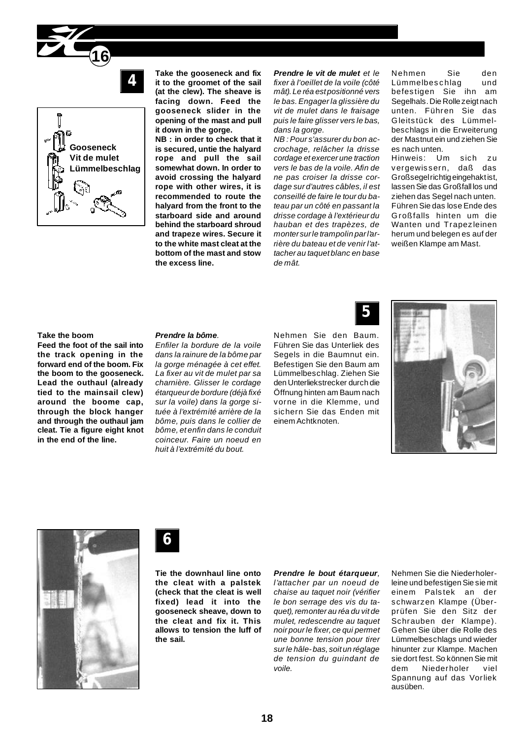## 4

Goosenecks
Vit de mulet
Lümmelbeschlag

**Take the gooseneck and fix it to the groomet of the sail (at the clew). The sheave is facing down. Feed the gooseneck slider in the opening of the mast and pull it down in the gorge.**
**NB : in order to check that it is secured, untie the halyard rope and pull the sail somewhat down. In order to avoid crossing the halyard rope with other wires, it is recommended to route the halyard from the front to the starboard side and around behind the starboard shroud and trapeze wires. Secure it to the white mast cleat at the bottom of the mast and stow the excess line.**

***Prendre le vit de mulet*** *et le fixer à l'oeillet de la voile (côté mât). Le réa est positionné vers le bas. Engager la glissière du vit de mulet dans le fraisage puis le faire glisser vers le bas, dans la gorge.*
*NB : Pour s'assurer du bon accrochage, relâcher la drisse cordage et exercer une traction vers le bas de la voile. Afin de ne pas croiser la drisse cordage sur d'autres câbles, il est conseillé de faire le tour du bateau par un côté en passant la drisse cordage à l'extérieur du hauban et des trapèzes, de monter sur le trampolin par l'arrière du bateau et de venir l'attacher au taquet blanc en base de mât.*

Nehmen Sie den Lümmelbeschlag und befestigen Sie ihn am Segelhals. Die Rolle zeigt nach unten. Führen Sie das Gleitstück des Lümmelbeschlags in die Erweiterung der Mastnut ein und ziehen Sie es nach unten.
Hinweis: Um sich zu vergewissern, daß das Großsegel richtig eingehakt ist, lassen Sie das Großfall los und ziehen das Segel nach unten. Führen Sie das lose Ende des Großfalls hinten um die Wanten und Trapezleinen herum und belegen es auf der weißen Klampe am Mast.

## 5

**Take the boom**
**Feed the foot of the sail into the track opening in the forward end of the boom. Fix the boom to the gooseneck. Lead the outhaul (already tied to the mainsail clew) around the boome cap, through the block hanger and through the outhaul jam cleat. Tie a figure eight knot in the end of the line.**

***Prendre la bôme.***
*Enfiler la bordure de la voile dans la rainure de la bôme par la gorge ménagée à cet effet. La fixer au vit de mulet par sa charnière. Glisser le cordage étarqueur de bordure (déjà fixé sur la voile) dans la gorge située à l'extrémité arrière de la bôme, puis dans le collier de bôme, et enfin dans le conduit coinceur. Faire un noeud en huit à l'extrémité du bout.*

Nehmen Sie den Baum. Führen Sie das Unterliek des Segels in die Baumnut ein. Befestigen Sie den Baum am Lümmelbeschlag. Ziehen Sie den Unterliekstrecker durch die Öffnung hinten am Baum nach vorne in die Klemme, und sichern Sie das Enden mit einem Achtknoten.

## 6

**Tie the downhaul line onto the cleat with a palstek (check that the cleat is well fixed) lead it into the gooseneck sheave, down to the cleat and fix it. This allows to tension the luff of the sail.**

***Prendre le bout étarqueur****, l'attacher par un noeud de chaise au taquet noir (vérifier le bon serrage des vis du taquet), remonter au réa du vit de mulet, redescendre au taquet noir pour le fixer, ce qui permet une bonne tension pour tirer sur le hâle-bas, soit un réglage de tension du guindant de voile.*

Nehmen Sie die Niederholerleine und befestigen Sie sie mit einem Palstek an der schwarzen Klampe (Überprüfen Sie den Sitz der Schrauben der Klampe). Gehen Sie über die Rolle des Lümmelbeschlags und wieder hinunter zur Klampe. Machen sie dort fest. So können Sie mit dem Niederholer viel Spannung auf das Vorliek ausüben.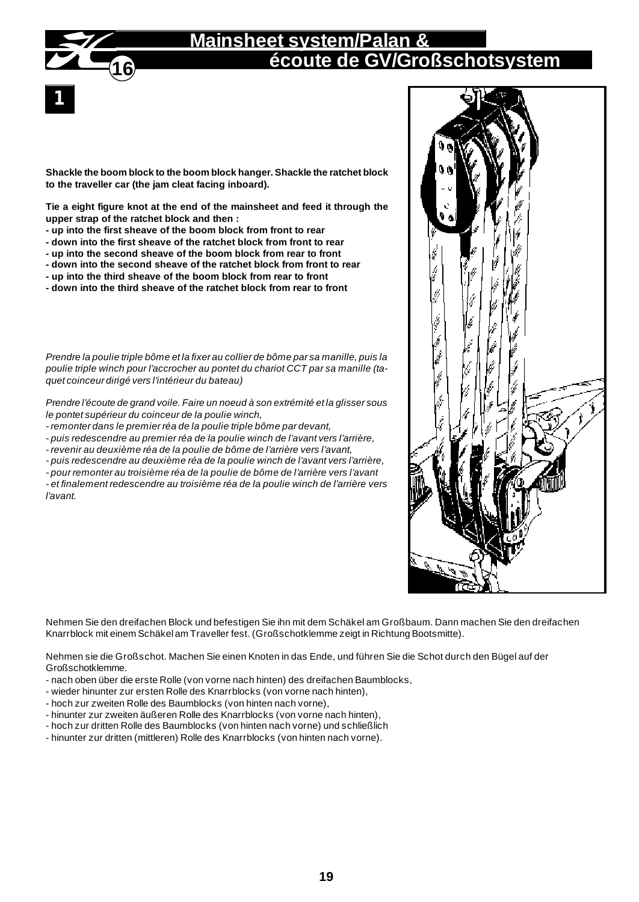# Mainsheet system/Palan & écoute de GV/Großschotsystem

## 1

**Shackle the boom block to the boom block hanger. Shackle the ratchet block to the traveller car (the jam cleat facing inboard).**

**Tie a eight figure knot at the end of the mainsheet and feed it through the upper strap of the ratchet block and then :**
**- up into the first sheave of the boom block from front to rear**
**- down into the first sheave of the ratchet block from front to rear**
**- up into the second sheave of the boom block from rear to front**
**- down into the second sheave of the ratchet block from front to rear**
**- up into the third sheave of the boom block from rear to front**
**- down into the third sheave of the ratchet block from rear to front**

*Prendre la poulie triple bôme et la fixer au collier de bôme par sa manille, puis la poulie triple winch pour l'accrocher au pontet du chariot CCT par sa manille (taquet coinceur dirigé vers l'intérieur du bateau)*

*Prendre l'écoute de grand voile. Faire un noeud à son extrémité et la glisser sous le pontet supérieur du coinceur de la poulie winch,*
*- remonter dans le premier réa de la poulie triple bôme par devant,*
*- puis redescendre au premier réa de la poulie winch de l'avant vers l'arrière,*
*- revenir au deuxième réa de la poulie de bôme de l'arrière vers l'avant,*
*- puis redescendre au deuxième réa de la poulie winch de l'avant vers l'arrière,*
*- pour remonter au troisième réa de la poulie de bôme de l'arrière vers l'avant*
*- et finalement redescendre au troisième réa de la poulie winch de l'arrière vers l'avant.*

Nehmen Sie den dreifachen Block und befestigen Sie ihn mit dem Schäkel am Großbaum. Dann machen Sie den dreifachen Knarrblock mit einem Schäkel am Traveller fest. (Großschotklemme zeigt in Richtung Bootsmitte).

Nehmen sie die Großschot. Machen Sie einen Knoten in das Ende, und führen Sie die Schot durch den Bügel auf der Großschotklemme.
- nach oben über die erste Rolle (von vorne nach hinten) des dreifachen Baumblocks,
- wieder hinunter zur ersten Rolle des Knarrblocks (von vorne nach hinten),
- hoch zur zweiten Rolle des Baumblocks (von hinten nach vorne),
- hinunter zur zweiten äußeren Rolle des Knarrblocks (von vorne nach hinten),
- hoch zur dritten Rolle des Baumblocks (von hinten nach vorne) und schließlich
- hinunter zur dritten (mittleren) Rolle des Knarrblocks (von hinten nach vorne).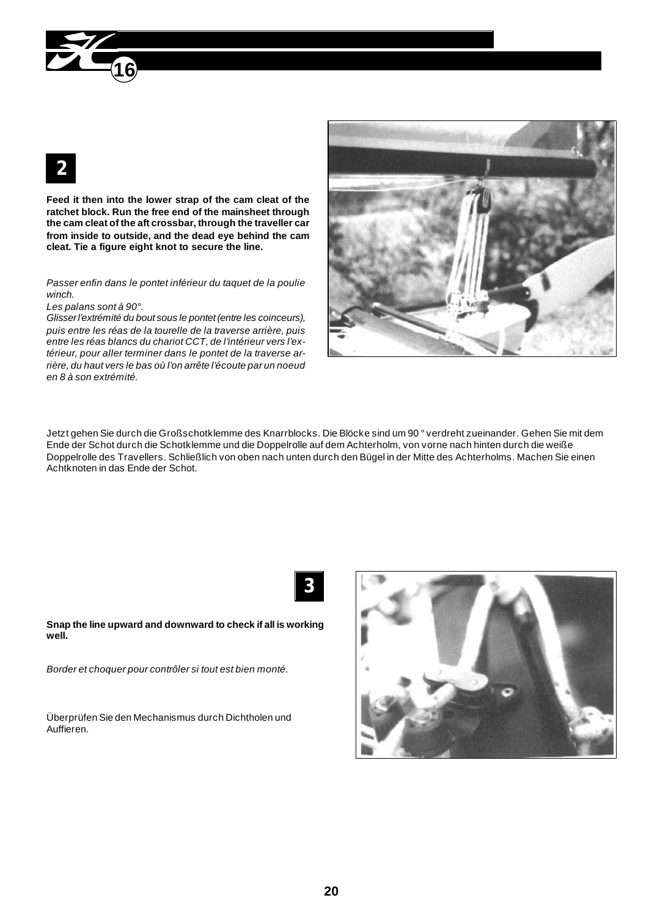## 2

**Feed it then into the lower strap of the cam cleat of the ratchet block. Run the free end of the mainsheet through the cam cleat of the aft crossbar, through the traveller car from inside to outside, and the dead eye behind the cam cleat. Tie a figure eight knot to secure the line.**

*Passer enfin dans le pontet inférieur du taquet de la poulie winch.*
*Les palans sont à 90°.*
*Glisser l'extrémité du bout sous le pontet (entre les coinceurs), puis entre les réas de la tourelle de la traverse arrière, puis entre les réas blancs du chariot CCT, de l'intérieur vers l'extérieur, pour aller terminer dans le pontet de la traverse arrière, du haut vers le bas où l'on arrête l'écoute par un noeud en 8 à son extrémité.*

Jetzt gehen Sie durch die Großschotklemme des Knarrblocks. Die Blöcke sind um 90 ° verdreht zueinander. Gehen Sie mit dem Ende der Schot durch die Schotklemme und die Doppelrolle auf dem Achterholm, von vorne nach hinten durch die weiße Doppelrolle des Travellers. Schließlich von oben nach unten durch den Bügel in der Mitte des Achterholms. Machen Sie einen Achtknoten in das Ende der Schot.

## 3

**Snap the line upward and downward to check if all is working well.**

*Border et choquer pour contrôler si tout est bien monté.*

Überprüfen Sie den Mechanismus durch Dichtholen und Auffieren.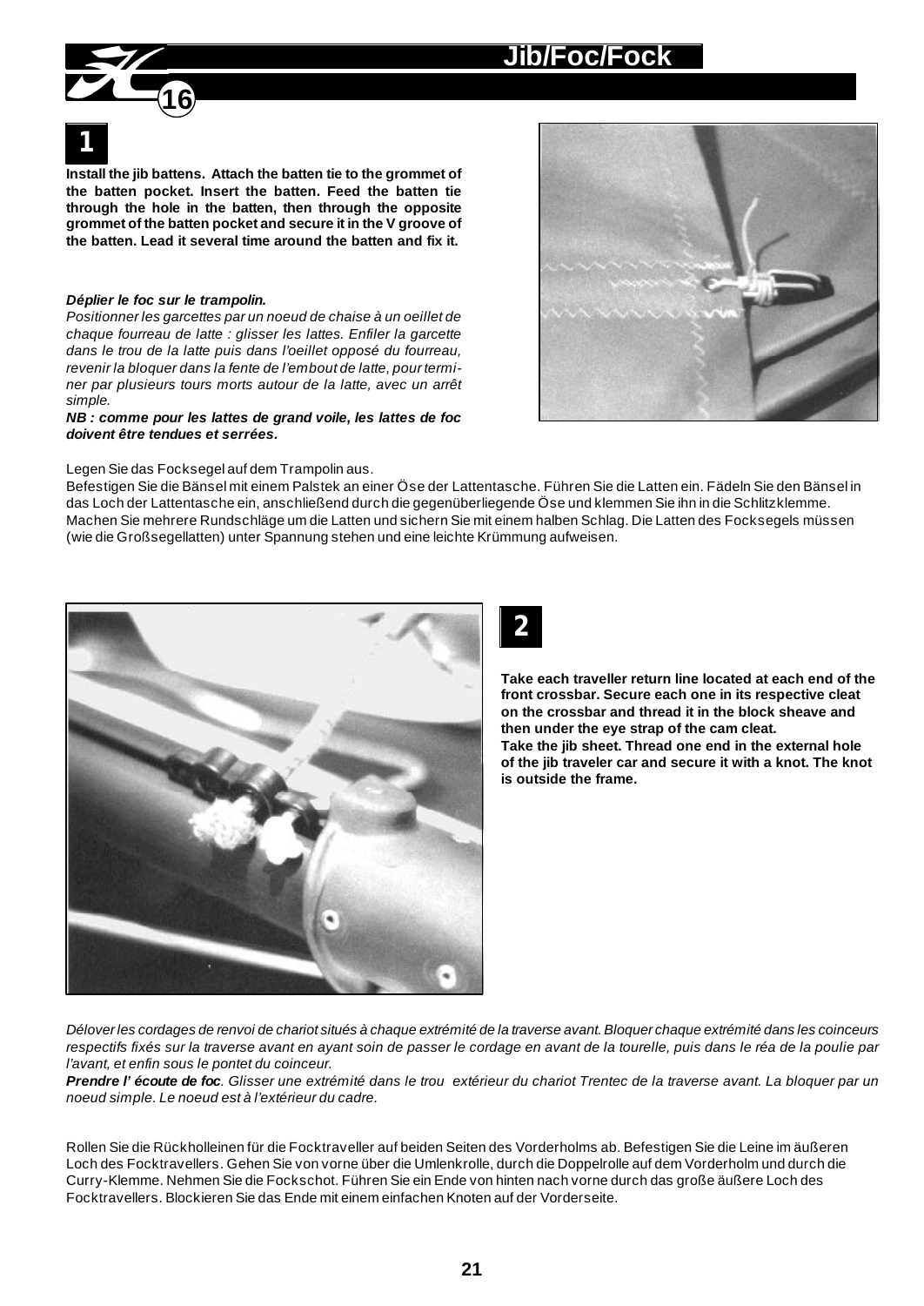# Jib/Foc/Fock

## 1

**Install the jib battens. Attach the batten tie to the grommet of the batten pocket. Insert the batten. Feed the batten tie through the hole in the batten, then through the opposite grommet of the batten pocket and secure it in the V groove of the batten. Lead it several time around the batten and fix it.**

***Déplier le foc sur le trampolin.***

*Positionner les garcettes par un noeud de chaise à un oeillet de chaque fourreau de latte : glisser les lattes. Enfiler la garcette dans le trou de la latte puis dans l'oeillet opposé du fourreau, revenir la bloquer dans la fente de l'embout de latte, pour terminer par plusieurs tours morts autour de la latte, avec un arrêt simple.*

***NB : comme pour les lattes de grand voile, les lattes de foc doivent être tendues et serrées.***

Legen Sie das Focksegel auf dem Trampolin aus.

Befestigen Sie die Bänsel mit einem Palstek an einer Öse der Lattentasche. Führen Sie die Latten ein. Fädeln Sie den Bänsel in das Loch der Lattentasche ein, anschließend durch die gegenüberliegende Öse und klemmen Sie ihn in die Schlitzklemme. Machen Sie mehrere Rundschläge um die Latten und sichern Sie mit einem halben Schlag. Die Latten des Focksegels müssen (wie die Großsegellatten) unter Spannung stehen und eine leichte Krümmung aufweisen.

## 2

**Take each traveller return line located at each end of the front crossbar. Secure each one in its respective cleat on the crossbar and thread it in the block sheave and then under the eye strap of the cam cleat.**

**Take the jib sheet. Thread one end in the external hole of the jib traveler car and secure it with a knot. The knot is outside the frame.**

*Dérouler les cordages de renvoi de chariot situés à chaque extrémité de la traverse avant. Bloquer chaque extrémité dans les coinceurs respectifs fixés sur la traverse avant en ayant soin de passer le cordage en avant de la tourelle, puis dans le réa de la poulie par l'avant, et enfin sous le pontet du coinceur.*

***Prendre l' écoute de foc****. Glisser une extrémité dans le trou extérieur du chariot Trentec de la traverse avant. La bloquer par un noeud simple. Le noeud est à l'extérieur du cadre.*

Rollen Sie die Rückholleinen für die Focktraveller auf beiden Seiten des Vorderholms ab. Befestigen Sie die Leine im äußeren Loch des Focktravellers. Gehen Sie von vorne über die Umlenkrolle, durch die Doppelrolle auf dem Vorderholm und durch die Curry-Klemme. Nehmen Sie die Fockschot. Führen Sie ein Ende von hinten nach vorne durch das große äußere Loch des Focktravellers. Blockieren Sie das Ende mit einem einfachen Knoten auf der Vorderseite.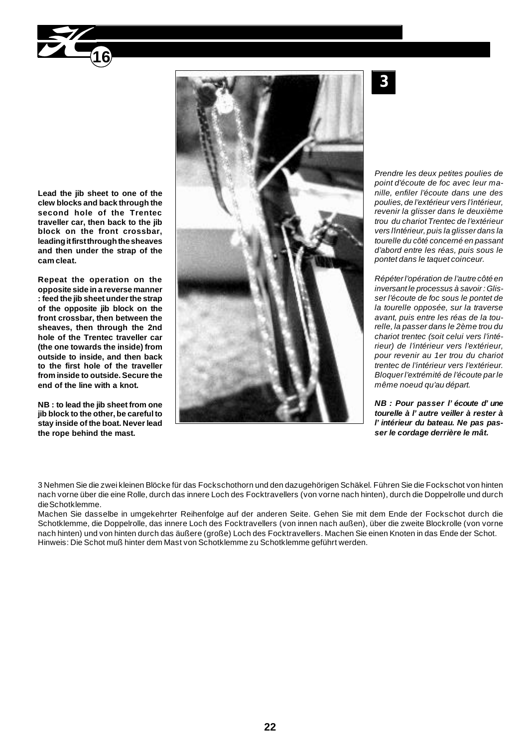**3**

**Lead the jib sheet to one of the clew blocks and back through the second hole of the Trentec traveller car, then back to the jib block on the front crossbar, leading it first through the sheaves and then under the strap of the cam cleat.**

**Repeat the operation on the opposite side in a reverse manner : feed the jib sheet under the strap of the opposite jib block on the front crossbar, then between the sheaves, then through the 2nd hole of the Trentec traveller car (the one towards the inside) from outside to inside, and then back to the first hole of the traveller from inside to outside. Secure the end of the line with a knot.**

**NB : to lead the jib sheet from one jib block to the other, be careful to stay inside of the boat. Never lead the rope behind the mast.**

*Prendre les deux petites poulies de point d'écoute de foc avec leur manille, enfiler l'écoute dans une des poulies, de l'extérieur vers l'intérieur, revenir la glisser dans le deuxième trou du chariot Trentec de l'extérieur vers l'intérieur, puis la glisser dans la tourelle du côté concerné en passant d'abord entre les réas, puis sous le pontet dans le taquet coinceur.*

*Répéter l'opération de l'autre côté en inversant le processus à savoir : Glisser l'écoute de foc sous le pontet de la tourelle opposée, sur la traverse avant, puis entre les réas de la tourelle, la passer dans le 2ème trou du chariot trentec (soit celui vers l'intérieur) de l'intérieur vers l'extérieur, pour revenir au 1er trou du chariot trentec de l'intérieur vers l'extérieur. Bloquer l'extrémité de l'écoute par le même noeud qu'au départ.*

***NB : Pour passer l' écoute d' une tourelle à l' autre veiller à rester à l' intérieur du bateau. Ne pas passer le cordage derrière le mât.***

3 Nehmen Sie die zwei kleinen Blöcke für das Fockschothorn und den dazugehörigen Schäkel. Führen Sie die Fockschot von hinten nach vorne über die eine Rolle, durch das innere Loch des Focktravellers (von vorne nach hinten), durch die Doppelrolle und durch die Schotklemme.

Machen Sie dasselbe in umgekehrter Reihenfolge auf der anderen Seite. Gehen Sie mit dem Ende der Fockschot durch die Schotklemme, die Doppelrolle, das innere Loch des Focktravellers (von innen nach außen), über die zweite Blockrolle (von vorne nach hinten) und von hinten durch das äußere (große) Loch des Focktravellers. Machen Sie einen Knoten in das Ende der Schot.

Hinweis: Die Schot muß hinter dem Mast von Schotklemme zu Schotklemme geführt werden.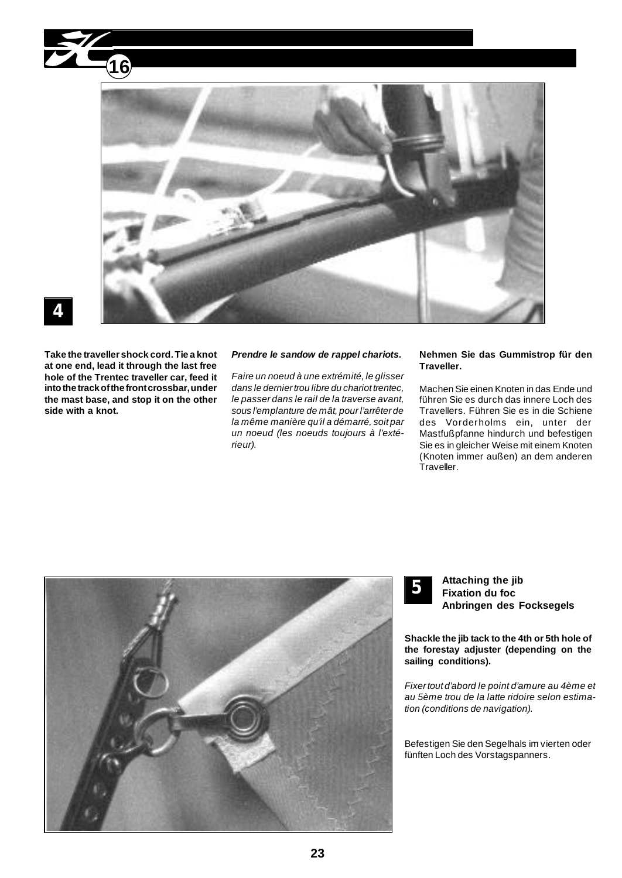## 4

**Take the traveller shock cord. Tie a knot at one end, lead it through the last free hole of the Trentec traveller car, feed it into the track of the front crossbar, under the mast base, and stop it on the other side with a knot.**

***Prendre le sandow de rappel chariots.***

*Faire un noeud à une extrémité, le glisser dans le dernier trou libre du chariot trentec, le passer dans le rail de la traverse avant, sous l'emplanture de mât, pour l'arrêter de la même manière qu'il a démarré, soit par un noeud (les noeuds toujours à l'extérieur).*

**Nehmen Sie das Gummistrop für den Traveller.**

Machen Sie einen Knoten in das Ende und führen Sie es durch das innere Loch des Travellers. Führen Sie es in die Schiene des Vorderholms ein, unter der Mastfußpfanne hindurch und befestigen Sie es in gleicher Weise mit einem Knoten (Knoten immer außen) an dem anderen Traveller.

## 5

**Attaching the jib**
**Fixation du foc**
**Anbringen des Focksegels**

**Shackle the jib tack to the 4th or 5th hole of the forestay adjuster (depending on the sailing conditions).**

*Fixer tout d'abord le point d'amure au 4ème et au 5ème trou de la latte ridoire selon estimation (conditions de navigation).*

Befestigen Sie den Segelhals im vierten oder fünften Loch des Vorstagspanners.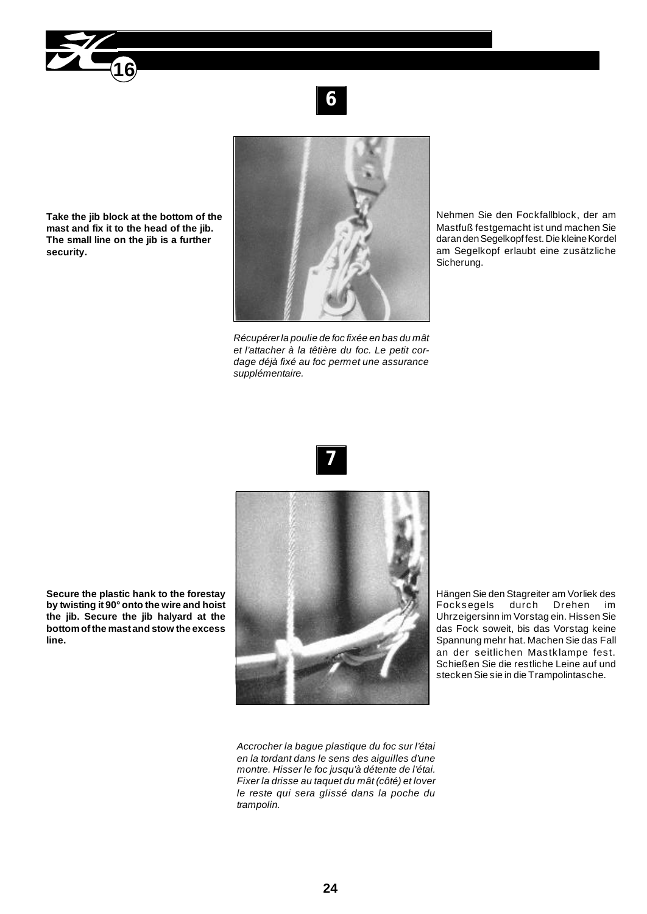## 6

**Take the jib block at the bottom of the mast and fix it to the head of the jib. The small line on the jib is a further security.**

Nehmen Sie den Fockfallblock, der am Mastfuß festgemacht ist und machen Sie daran den Segelkopf fest. Die kleine Kordel am Segelkopf erlaubt eine zusätzliche Sicherung.

*Récupérer la poulie de foc fixée en bas du mât et l'attacher à la têtière du foc. Le petit cordage déjà fixé au foc permet une assurance supplémentaire.*

## 7

**Secure the plastic hank to the forestay by twisting it 90° onto the wire and hoist the jib. Secure the jib halyard at the bottom of the mast and stow the excess line.**

Hängen Sie den Stagreiter am Vorliek des Focksegels durch Drehen im Uhrzeigersinn im Vorstag ein. Hissen Sie das Fock soweit, bis das Vorstag keine Spannung mehr hat. Machen Sie das Fall an der seitlichen Mastklampe fest. Schießen Sie die restliche Leine auf und stecken Sie sie in die Trampolintasche.

*Accrocher la bague plastique du foc sur l'étai en la tordant dans le sens des aiguilles d'une montre. Hisser le foc jusqu'à détente de l'étai. Fixer la drisse au taquet du mât (côté) et lover le reste qui sera glissé dans la poche du trampolin.*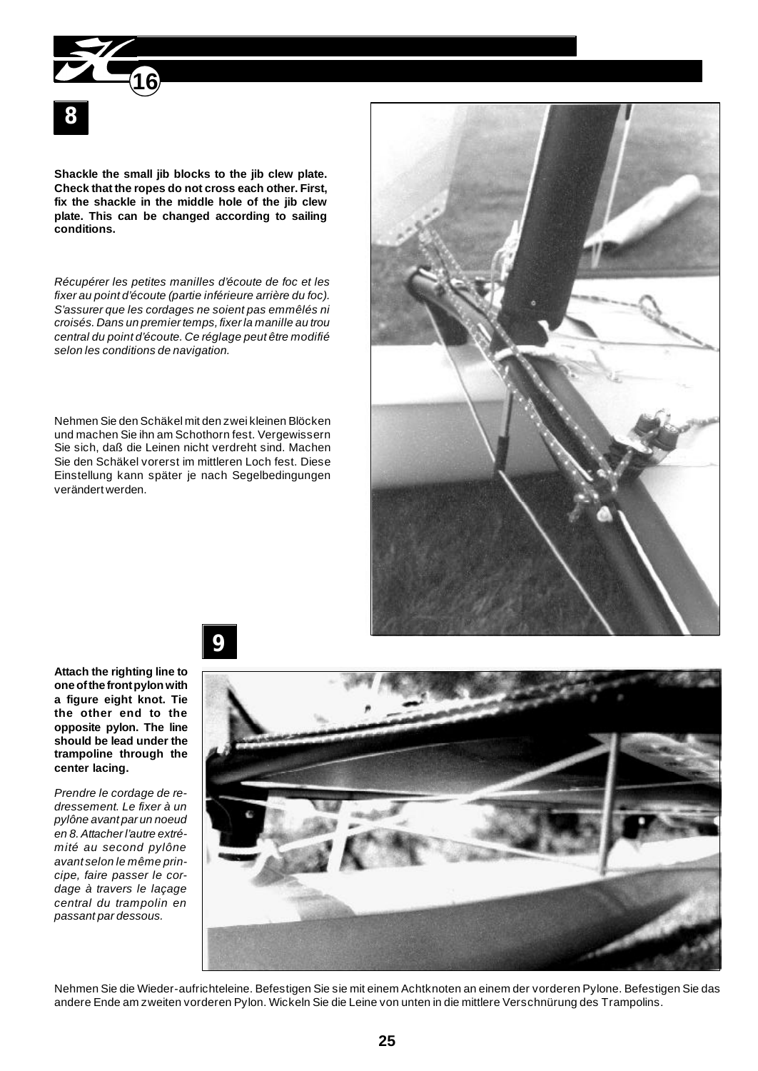## 8

**Shackle the small jib blocks to the jib clew plate. Check that the ropes do not cross each other. First, fix the shackle in the middle hole of the jib clew plate. This can be changed according to sailing conditions.**

*Récupérer les petites manilles d'écoute de foc et les fixer au point d'écoute (partie inférieure arrière du foc). S'assurer que les cordages ne soient pas emmêlés ni croisés. Dans un premier temps, fixer la manille au trou central du point d'écoute. Ce réglage peut être modifié selon les conditions de navigation.*

Nehmen Sie den Schäkel mit den zwei kleinen Blöcken und machen Sie ihn am Schothorn fest. Vergewissern Sie sich, daß die Leinen nicht verdreht sind. Machen Sie den Schäkel vorerst im mittleren Loch fest. Diese Einstellung kann später je nach Segelbedingungen verändert werden.

## 9

**Attach the righting line to one of the front pylon with a figure eight knot. Tie the other end to the opposite pylon. The line should be lead under the trampoline through the center lacing.**

*Prendre le cordage de redressement. Le fixer à un pylône avant par un noeud en 8. Attacher l'autre extrémité au second pylône avant selon le même principe, faire passer le cordage à travers le laçage central du trampolin en passant par dessous.*

Nehmen Sie die Wieder-aufrichteleine. Befestigen Sie sie mit einem Achtknoten an einem der vorderen Pylone. Befestigen Sie das andere Ende am zweiten vorderen Pylon. Wickeln Sie die Leine von unten in die mittlere Verschnürung des Trampolins.